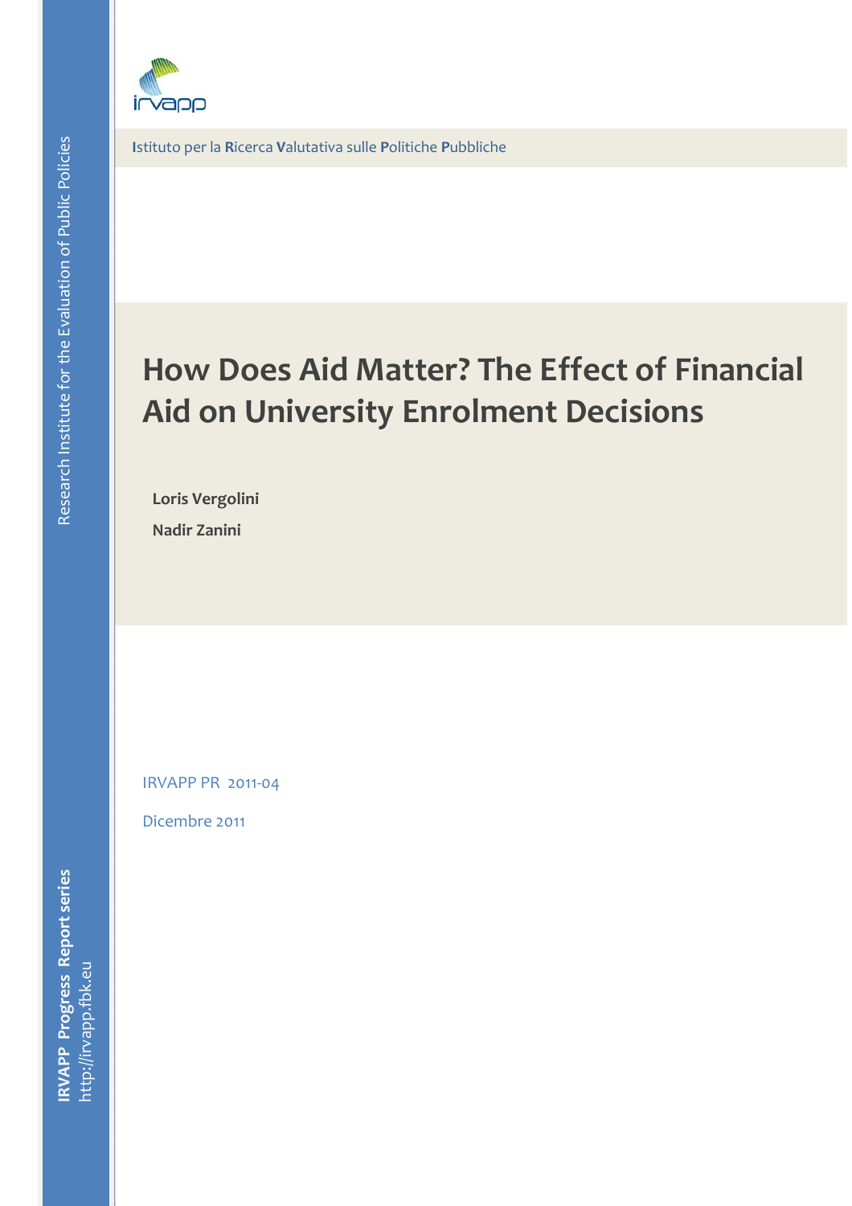irvapp

**I**stituto per la **R**icerca **V**alutativa sulle **P**olitiche **P**ubbliche

Research Institute for the Evaluation of Public Policies

# How Does Aid Matter? The Effect of Financial Aid on University Enrolment Decisions

**Loris Vergolini**

**Nadir Zanini**

IRVAPP PR 2011-04

Dicembre 2011

**IRVAPP Progress Report series**

http://irvapp.fbk.eu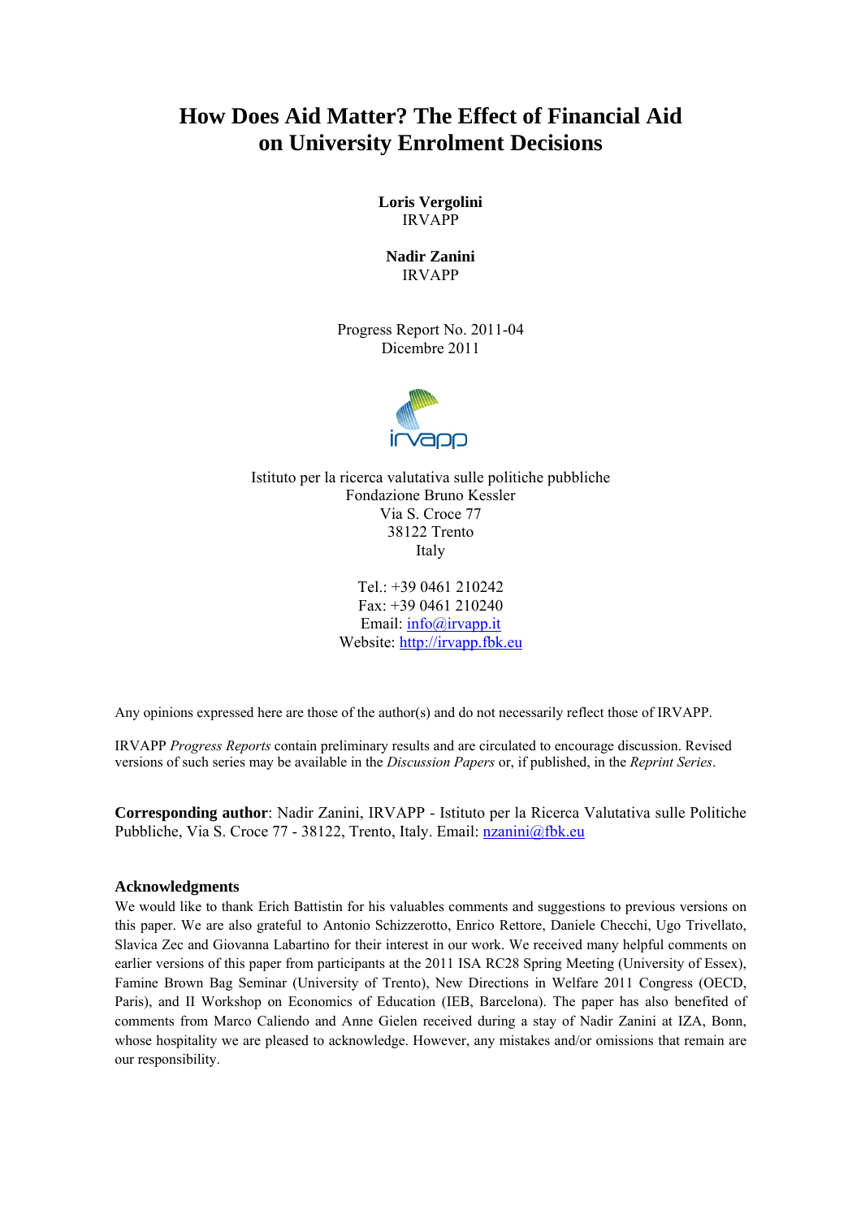# How Does Aid Matter? The Effect of Financial Aid on University Enrolment Decisions

**Loris Vergolini**
IRVAPP

**Nadir Zanini**
IRVAPP

Progress Report No. 2011-04
Dicembre 2011

irvapp

Istituto per la ricerca valutativa sulle politiche pubbliche
Fondazione Bruno Kessler
Via S. Croce 77
38122 Trento
Italy

Tel.: +39 0461 210242
Fax: +39 0461 210240
Email: info@irvapp.it
Website: http://irvapp.fbk.eu

Any opinions expressed here are those of the author(s) and do not necessarily reflect those of IRVAPP.

IRVAPP *Progress Reports* contain preliminary results and are circulated to encourage discussion. Revised versions of such series may be available in the *Discussion Papers* or, if published, in the *Reprint Series*.

**Corresponding author**: Nadir Zanini, IRVAPP - Istituto per la Ricerca Valutativa sulle Politiche Pubbliche, Via S. Croce 77 - 38122, Trento, Italy. Email: nzanini@fbk.eu

### Acknowledgments

We would like to thank Erich Battistin for his valuables comments and suggestions to previous versions on this paper. We are also grateful to Antonio Schizzerotto, Enrico Rettore, Daniele Checchi, Ugo Trivellato, Slavica Zec and Giovanna Labartino for their interest in our work. We received many helpful comments on earlier versions of this paper from participants at the 2011 ISA RC28 Spring Meeting (University of Essex), Famine Brown Bag Seminar (University of Trento), New Directions in Welfare 2011 Congress (OECD, Paris), and II Workshop on Economics of Education (IEB, Barcelona). The paper has also benefited of comments from Marco Caliendo and Anne Gielen received during a stay of Nadir Zanini at IZA, Bonn, whose hospitality we are pleased to acknowledge. However, any mistakes and/or omissions that remain are our responsibility.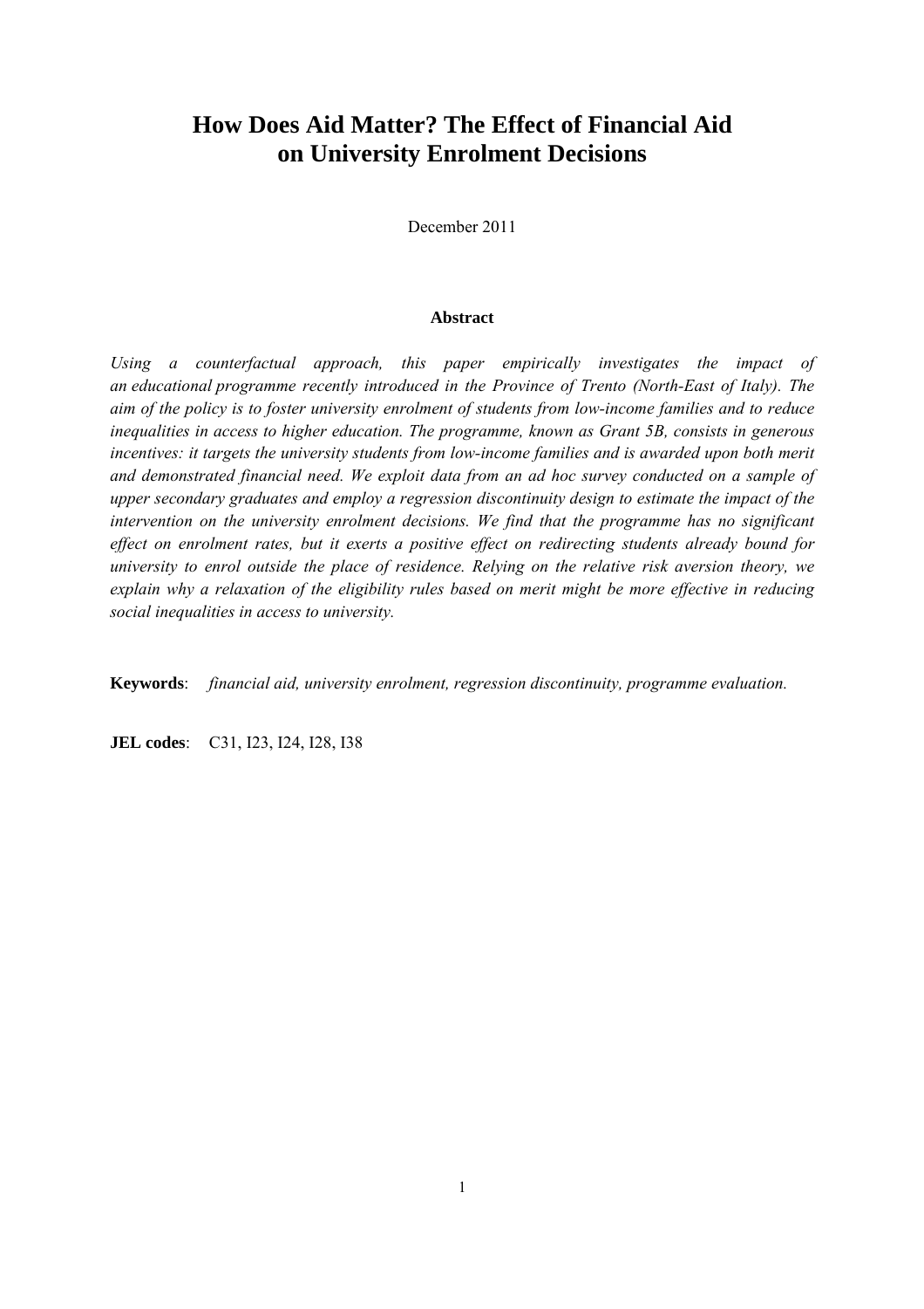# How Does Aid Matter? The Effect of Financial Aid on University Enrolment Decisions

December 2011

**Abstract**

*Using a counterfactual approach, this paper empirically investigates the impact of an educational programme recently introduced in the Province of Trento (North-East of Italy). The aim of the policy is to foster university enrolment of students from low-income families and to reduce inequalities in access to higher education. The programme, known as Grant 5B, consists in generous incentives: it targets the university students from low-income families and is awarded upon both merit and demonstrated financial need. We exploit data from an ad hoc survey conducted on a sample of upper secondary graduates and employ a regression discontinuity design to estimate the impact of the intervention on the university enrolment decisions. We find that the programme has no significant effect on enrolment rates, but it exerts a positive effect on redirecting students already bound for university to enrol outside the place of residence. Relying on the relative risk aversion theory, we explain why a relaxation of the eligibility rules based on merit might be more effective in reducing social inequalities in access to university.*

**Keywords**: *financial aid, university enrolment, regression discontinuity, programme evaluation.*

**JEL codes**: C31, I23, I24, I28, I38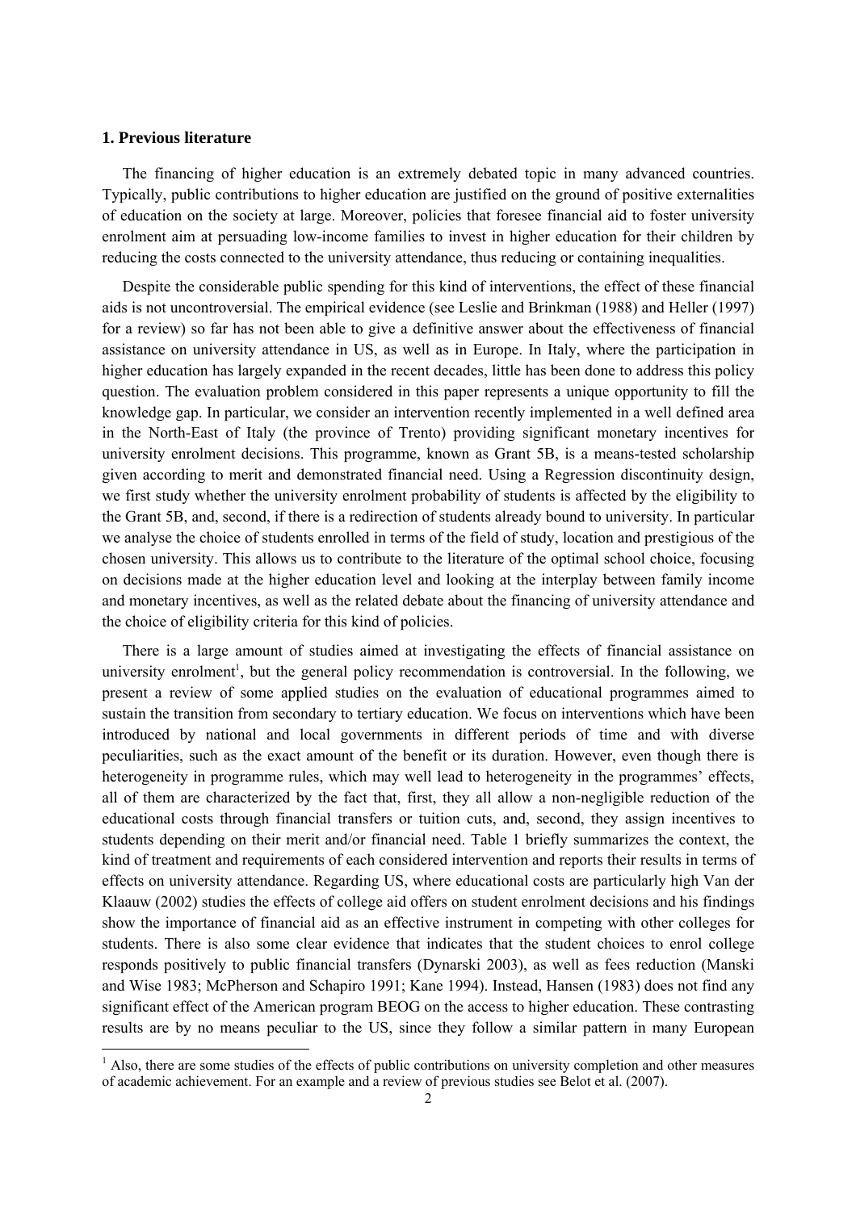## 1. Previous literature

The financing of higher education is an extremely debated topic in many advanced countries. Typically, public contributions to higher education are justified on the ground of positive externalities of education on the society at large. Moreover, policies that foresee financial aid to foster university enrolment aim at persuading low-income families to invest in higher education for their children by reducing the costs connected to the university attendance, thus reducing or containing inequalities.

Despite the considerable public spending for this kind of interventions, the effect of these financial aids is not uncontroversial. The empirical evidence (see Leslie and Brinkman (1988) and Heller (1997) for a review) so far has not been able to give a definitive answer about the effectiveness of financial assistance on university attendance in US, as well as in Europe. In Italy, where the participation in higher education has largely expanded in the recent decades, little has been done to address this policy question. The evaluation problem considered in this paper represents a unique opportunity to fill the knowledge gap. In particular, we consider an intervention recently implemented in a well defined area in the North-East of Italy (the province of Trento) providing significant monetary incentives for university enrolment decisions. This programme, known as Grant 5B, is a means-tested scholarship given according to merit and demonstrated financial need. Using a Regression discontinuity design, we first study whether the university enrolment probability of students is affected by the eligibility to the Grant 5B, and, second, if there is a redirection of students already bound to university. In particular we analyse the choice of students enrolled in terms of the field of study, location and prestigious of the chosen university. This allows us to contribute to the literature of the optimal school choice, focusing on decisions made at the higher education level and looking at the interplay between family income and monetary incentives, as well as the related debate about the financing of university attendance and the choice of eligibility criteria for this kind of policies.

There is a large amount of studies aimed at investigating the effects of financial assistance on university enrolment[1], but the general policy recommendation is controversial. In the following, we present a review of some applied studies on the evaluation of educational programmes aimed to sustain the transition from secondary to tertiary education. We focus on interventions which have been introduced by national and local governments in different periods of time and with diverse peculiarities, such as the exact amount of the benefit or its duration. However, even though there is heterogeneity in programme rules, which may well lead to heterogeneity in the programmes' effects, all of them are characterized by the fact that, first, they all allow a non-negligible reduction of the educational costs through financial transfers or tuition cuts, and, second, they assign incentives to students depending on their merit and/or financial need. Table 1 briefly summarizes the context, the kind of treatment and requirements of each considered intervention and reports their results in terms of effects on university attendance. Regarding US, where educational costs are particularly high Van der Klaauw (2002) studies the effects of college aid offers on student enrolment decisions and his findings show the importance of financial aid as an effective instrument in competing with other colleges for students. There is also some clear evidence that indicates that the student choices to enrol college responds positively to public financial transfers (Dynarski 2003), as well as fees reduction (Manski and Wise 1983; McPherson and Schapiro 1991; Kane 1994). Instead, Hansen (1983) does not find any significant effect of the American program BEOG on the access to higher education. These contrasting results are by no means peculiar to the US, since they follow a similar pattern in many European

[1] Also, there are some studies of the effects of public contributions on university completion and other measures of academic achievement. For an example and a review of previous studies see Belot et al. (2007).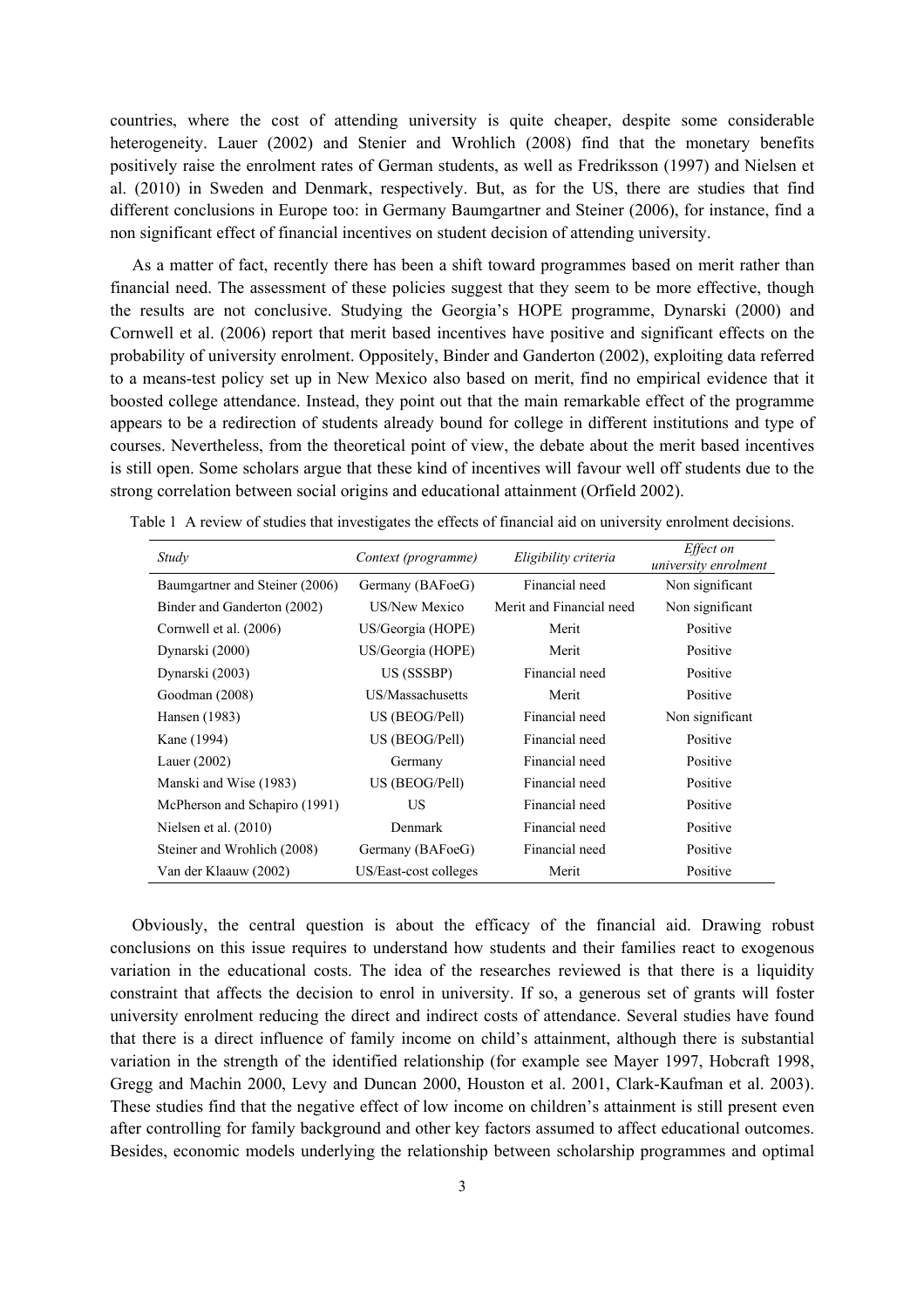countries, where the cost of attending university is quite cheaper, despite some considerable heterogeneity. Lauer (2002) and Stenier and Wrohlich (2008) find that the monetary benefits positively raise the enrolment rates of German students, as well as Fredriksson (1997) and Nielsen et al. (2010) in Sweden and Denmark, respectively. But, as for the US, there are studies that find different conclusions in Europe too: in Germany Baumgartner and Steiner (2006), for instance, find a non significant effect of financial incentives on student decision of attending university.

As a matter of fact, recently there has been a shift toward programmes based on merit rather than financial need. The assessment of these policies suggest that they seem to be more effective, though the results are not conclusive. Studying the Georgia's HOPE programme, Dynarski (2000) and Cornwell et al. (2006) report that merit based incentives have positive and significant effects on the probability of university enrolment. Oppositely, Binder and Ganderton (2002), exploiting data referred to a means-test policy set up in New Mexico also based on merit, find no empirical evidence that it boosted college attendance. Instead, they point out that the main remarkable effect of the programme appears to be a redirection of students already bound for college in different institutions and type of courses. Nevertheless, from the theoretical point of view, the debate about the merit based incentives is still open. Some scholars argue that these kind of incentives will favour well off students due to the strong correlation between social origins and educational attainment (Orfield 2002).

Table 1 A review of studies that investigates the effects of financial aid on university enrolment decisions.

| *Study* | *Context (programme)* | *Eligibility criteria* | *Effect on university enrolment* |
|---|---|---|---|
| Baumgartner and Steiner (2006) | Germany (BAFoeG) | Financial need | Non significant |
| Binder and Ganderton (2002) | US/New Mexico | Merit and Financial need | Non significant |
| Cornwell et al. (2006) | US/Georgia (HOPE) | Merit | Positive |
| Dynarski (2000) | US/Georgia (HOPE) | Merit | Positive |
| Dynarski (2003) | US (SSSBP) | Financial need | Positive |
| Goodman (2008) | US/Massachusetts | Merit | Positive |
| Hansen (1983) | US (BEOG/Pell) | Financial need | Non significant |
| Kane (1994) | US (BEOG/Pell) | Financial need | Positive |
| Lauer (2002) | Germany | Financial need | Positive |
| Manski and Wise (1983) | US (BEOG/Pell) | Financial need | Positive |
| McPherson and Schapiro (1991) | US | Financial need | Positive |
| Nielsen et al. (2010) | Denmark | Financial need | Positive |
| Steiner and Wrohlich (2008) | Germany (BAFoeG) | Financial need | Positive |
| Van der Klaauw (2002) | US/East-cost colleges | Merit | Positive |

Obviously, the central question is about the efficacy of the financial aid. Drawing robust conclusions on this issue requires to understand how students and their families react to exogenous variation in the educational costs. The idea of the researches reviewed is that there is a liquidity constraint that affects the decision to enrol in university. If so, a generous set of grants will foster university enrolment reducing the direct and indirect costs of attendance. Several studies have found that there is a direct influence of family income on child's attainment, although there is substantial variation in the strength of the identified relationship (for example see Mayer 1997, Hobcraft 1998, Gregg and Machin 2000, Levy and Duncan 2000, Houston et al. 2001, Clark-Kaufman et al. 2003). These studies find that the negative effect of low income on children's attainment is still present even after controlling for family background and other key factors assumed to affect educational outcomes. Besides, economic models underlying the relationship between scholarship programmes and optimal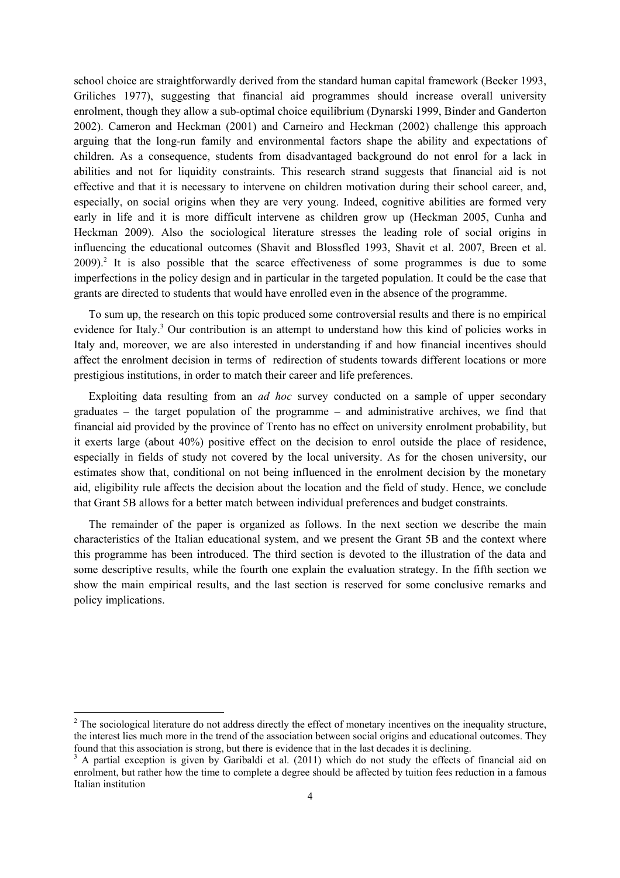school choice are straightforwardly derived from the standard human capital framework (Becker 1993, Griliches 1977), suggesting that financial aid programmes should increase overall university enrolment, though they allow a sub-optimal choice equilibrium (Dynarski 1999, Binder and Ganderton 2002). Cameron and Heckman (2001) and Carneiro and Heckman (2002) challenge this approach arguing that the long-run family and environmental factors shape the ability and expectations of children. As a consequence, students from disadvantaged background do not enrol for a lack in abilities and not for liquidity constraints. This research strand suggests that financial aid is not effective and that it is necessary to intervene on children motivation during their school career, and, especially, on social origins when they are very young. Indeed, cognitive abilities are formed very early in life and it is more difficult intervene as children grow up (Heckman 2005, Cunha and Heckman 2009). Also the sociological literature stresses the leading role of social origins in influencing the educational outcomes (Shavit and Blossfled 1993, Shavit et al. 2007, Breen et al. 2009).[2] It is also possible that the scarce effectiveness of some programmes is due to some imperfections in the policy design and in particular in the targeted population. It could be the case that grants are directed to students that would have enrolled even in the absence of the programme.

To sum up, the research on this topic produced some controversial results and there is no empirical evidence for Italy.[3] Our contribution is an attempt to understand how this kind of policies works in Italy and, moreover, we are also interested in understanding if and how financial incentives should affect the enrolment decision in terms of redirection of students towards different locations or more prestigious institutions, in order to match their career and life preferences.

Exploiting data resulting from an *ad hoc* survey conducted on a sample of upper secondary graduates – the target population of the programme – and administrative archives, we find that financial aid provided by the province of Trento has no effect on university enrolment probability, but it exerts large (about 40%) positive effect on the decision to enrol outside the place of residence, especially in fields of study not covered by the local university. As for the chosen university, our estimates show that, conditional on not being influenced in the enrolment decision by the monetary aid, eligibility rule affects the decision about the location and the field of study. Hence, we conclude that Grant 5B allows for a better match between individual preferences and budget constraints.

The remainder of the paper is organized as follows. In the next section we describe the main characteristics of the Italian educational system, and we present the Grant 5B and the context where this programme has been introduced. The third section is devoted to the illustration of the data and some descriptive results, while the fourth one explain the evaluation strategy. In the fifth section we show the main empirical results, and the last section is reserved for some conclusive remarks and policy implications.

---

[2] The sociological literature do not address directly the effect of monetary incentives on the inequality structure, the interest lies much more in the trend of the association between social origins and educational outcomes. They found that this association is strong, but there is evidence that in the last decades it is declining.

[3] A partial exception is given by Garibaldi et al. (2011) which do not study the effects of financial aid on enrolment, but rather how the time to complete a degree should be affected by tuition fees reduction in a famous Italian institution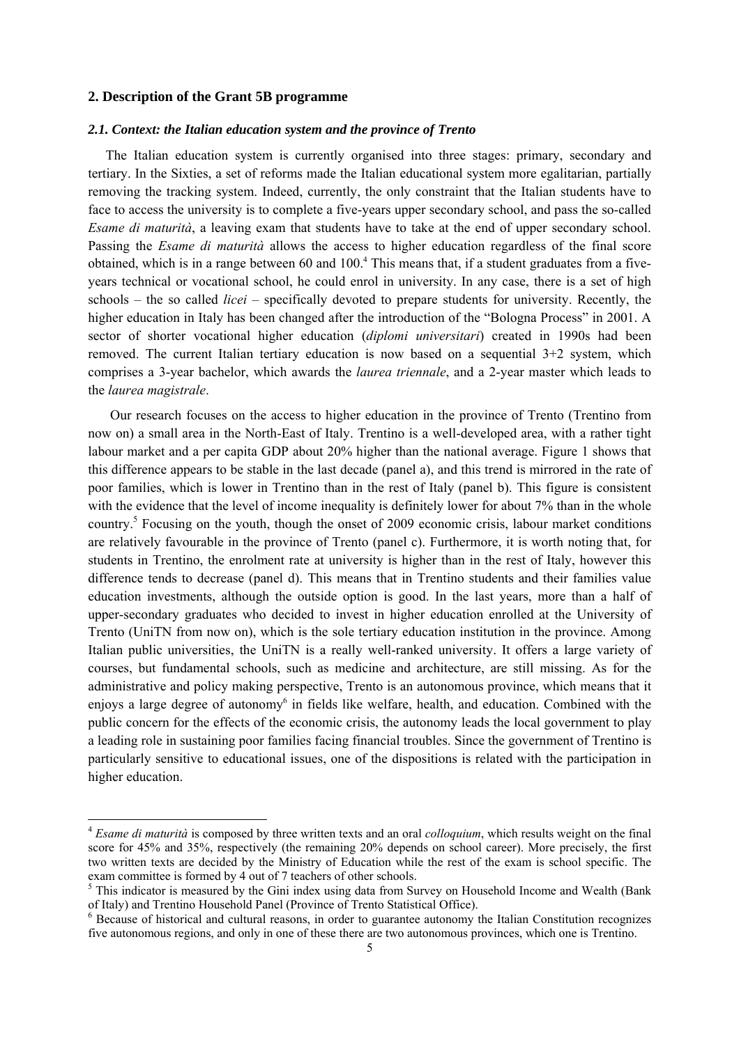## 2. Description of the Grant 5B programme

### *2.1. Context: the Italian education system and the province of Trento*

The Italian education system is currently organised into three stages: primary, secondary and tertiary. In the Sixties, a set of reforms made the Italian educational system more egalitarian, partially removing the tracking system. Indeed, currently, the only constraint that the Italian students have to face to access the university is to complete a five-years upper secondary school, and pass the so-called *Esame di maturità*, a leaving exam that students have to take at the end of upper secondary school. Passing the *Esame di maturità* allows the access to higher education regardless of the final score obtained, which is in a range between 60 and 100.[4] This means that, if a student graduates from a five-years technical or vocational school, he could enrol in university. In any case, there is a set of high schools – the so called *licei* – specifically devoted to prepare students for university. Recently, the higher education in Italy has been changed after the introduction of the "Bologna Process" in 2001. A sector of shorter vocational higher education (*diplomi universitari*) created in 1990s had been removed. The current Italian tertiary education is now based on a sequential 3+2 system, which comprises a 3-year bachelor, which awards the *laurea triennale*, and a 2-year master which leads to the *laurea magistrale*.

Our research focuses on the access to higher education in the province of Trento (Trentino from now on) a small area in the North-East of Italy. Trentino is a well-developed area, with a rather tight labour market and a per capita GDP about 20% higher than the national average. Figure 1 shows that this difference appears to be stable in the last decade (panel a), and this trend is mirrored in the rate of poor families, which is lower in Trentino than in the rest of Italy (panel b). This figure is consistent with the evidence that the level of income inequality is definitely lower for about 7% than in the whole country.[5] Focusing on the youth, though the onset of 2009 economic crisis, labour market conditions are relatively favourable in the province of Trento (panel c). Furthermore, it is worth noting that, for students in Trentino, the enrolment rate at university is higher than in the rest of Italy, however this difference tends to decrease (panel d). This means that in Trentino students and their families value education investments, although the outside option is good. In the last years, more than a half of upper-secondary graduates who decided to invest in higher education enrolled at the University of Trento (UniTN from now on), which is the sole tertiary education institution in the province. Among Italian public universities, the UniTN is a really well-ranked university. It offers a large variety of courses, but fundamental schools, such as medicine and architecture, are still missing. As for the administrative and policy making perspective, Trento is an autonomous province, which means that it enjoys a large degree of autonomy[6] in fields like welfare, health, and education. Combined with the public concern for the effects of the economic crisis, the autonomy leads the local government to play a leading role in sustaining poor families facing financial troubles. Since the government of Trentino is particularly sensitive to educational issues, one of the dispositions is related with the participation in higher education.

---

[4] *Esame di maturità* is composed by three written texts and an oral *colloquium*, which results weight on the final score for 45% and 35%, respectively (the remaining 20% depends on school career). More precisely, the first two written texts are decided by the Ministry of Education while the rest of the exam is school specific. The exam committee is formed by 4 out of 7 teachers of other schools.

[5] This indicator is measured by the Gini index using data from Survey on Household Income and Wealth (Bank of Italy) and Trentino Household Panel (Province of Trento Statistical Office).

[6] Because of historical and cultural reasons, in order to guarantee autonomy the Italian Constitution recognizes five autonomous regions, and only in one of these there are two autonomous provinces, which one is Trentino.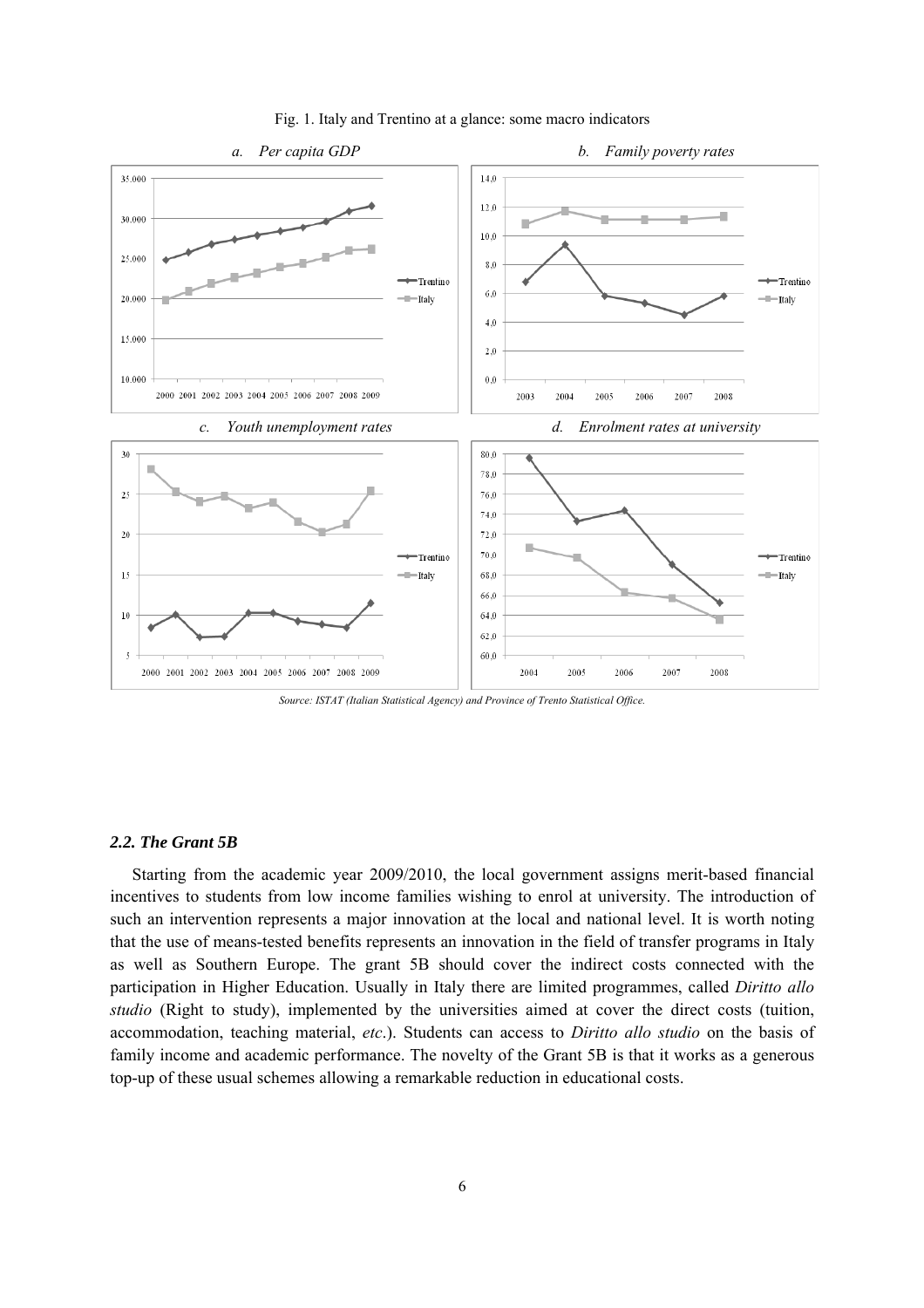Fig. 1. Italy and Trentino at a glance: some macro indicators

*a. Per capita GDP*

*b. Family poverty rates*

*c. Youth unemployment rates*

*d. Enrolment rates at university*

*Source: ISTAT (Italian Statistical Agency) and Province of Trento Statistical Office.*

### *2.2. The Grant 5B*

Starting from the academic year 2009/2010, the local government assigns merit-based financial incentives to students from low income families wishing to enrol at university. The introduction of such an intervention represents a major innovation at the local and national level. It is worth noting that the use of means-tested benefits represents an innovation in the field of transfer programs in Italy as well as Southern Europe. The grant 5B should cover the indirect costs connected with the participation in Higher Education. Usually in Italy there are limited programmes, called *Diritto allo studio* (Right to study), implemented by the universities aimed at cover the direct costs (tuition, accommodation, teaching material, *etc*.). Students can access to *Diritto allo studio* on the basis of family income and academic performance. The novelty of the Grant 5B is that it works as a generous top-up of these usual schemes allowing a remarkable reduction in educational costs.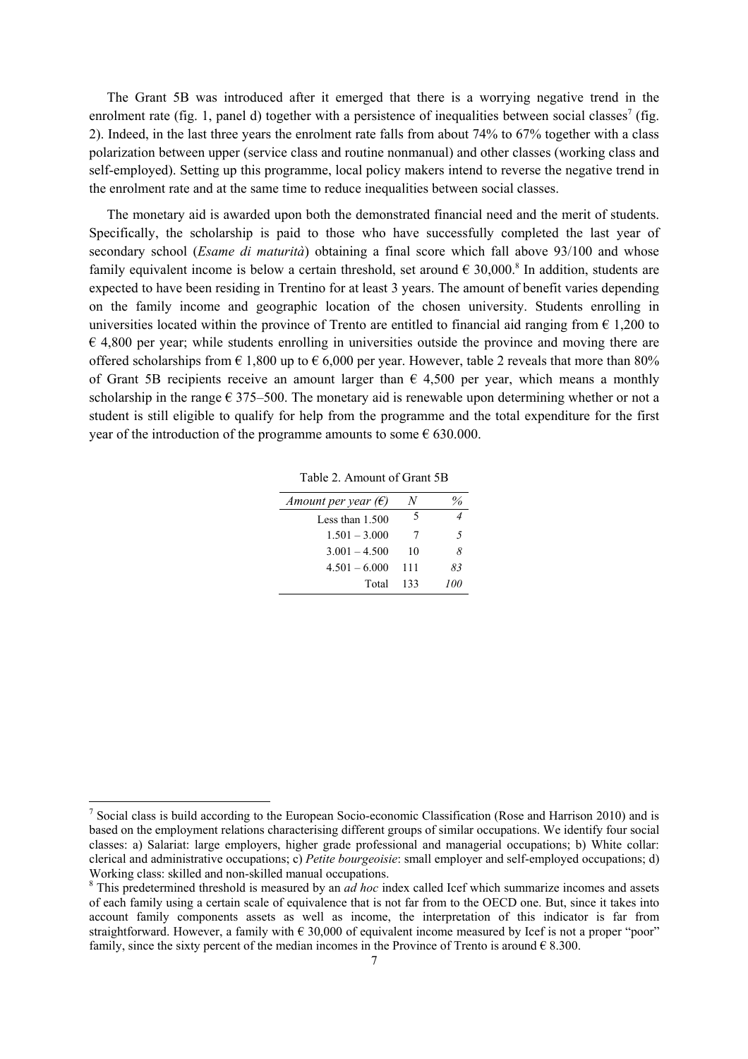The Grant 5B was introduced after it emerged that there is a worrying negative trend in the enrolment rate (fig. 1, panel d) together with a persistence of inequalities between social classes[7] (fig. 2). Indeed, in the last three years the enrolment rate falls from about 74% to 67% together with a class polarization between upper (service class and routine nonmanual) and other classes (working class and self-employed). Setting up this programme, local policy makers intend to reverse the negative trend in the enrolment rate and at the same time to reduce inequalities between social classes.

The monetary aid is awarded upon both the demonstrated financial need and the merit of students. Specifically, the scholarship is paid to those who have successfully completed the last year of secondary school (*Esame di maturità*) obtaining a final score which fall above 93/100 and whose family equivalent income is below a certain threshold, set around € 30,000.[8] In addition, students are expected to have been residing in Trentino for at least 3 years. The amount of benefit varies depending on the family income and geographic location of the chosen university. Students enrolling in universities located within the province of Trento are entitled to financial aid ranging from € 1,200 to € 4,800 per year; while students enrolling in universities outside the province and moving there are offered scholarships from € 1,800 up to € 6,000 per year. However, table 2 reveals that more than 80% of Grant 5B recipients receive an amount larger than € 4,500 per year, which means a monthly scholarship in the range € 375–500. The monetary aid is renewable upon determining whether or not a student is still eligible to qualify for help from the programme and the total expenditure for the first year of the introduction of the programme amounts to some € 630.000.

Table 2. Amount of Grant 5B

| *Amount per year (€)* | *N* | *%* |
|---|---|---|
| Less than 1.500 | 5 | *4* |
| 1.501 – 3.000 | 7 | *5* |
| 3.001 – 4.500 | 10 | *8* |
| 4.501 – 6.000 | 111 | *83* |
| Total | 133 | *100* |

[7] Social class is build according to the European Socio-economic Classification (Rose and Harrison 2010) and is based on the employment relations characterising different groups of similar occupations. We identify four social classes: a) Salariat: large employers, higher grade professional and managerial occupations; b) White collar: clerical and administrative occupations; c) *Petite bourgeoisie*: small employer and self-employed occupations; d) Working class: skilled and non-skilled manual occupations.

[8] This predetermined threshold is measured by an *ad hoc* index called Icef which summarize incomes and assets of each family using a certain scale of equivalence that is not far from to the OECD one. But, since it takes into account family components assets as well as income, the interpretation of this indicator is far from straightforward. However, a family with € 30,000 of equivalent income measured by Icef is not a proper "poor" family, since the sixty percent of the median incomes in the Province of Trento is around € 8.300.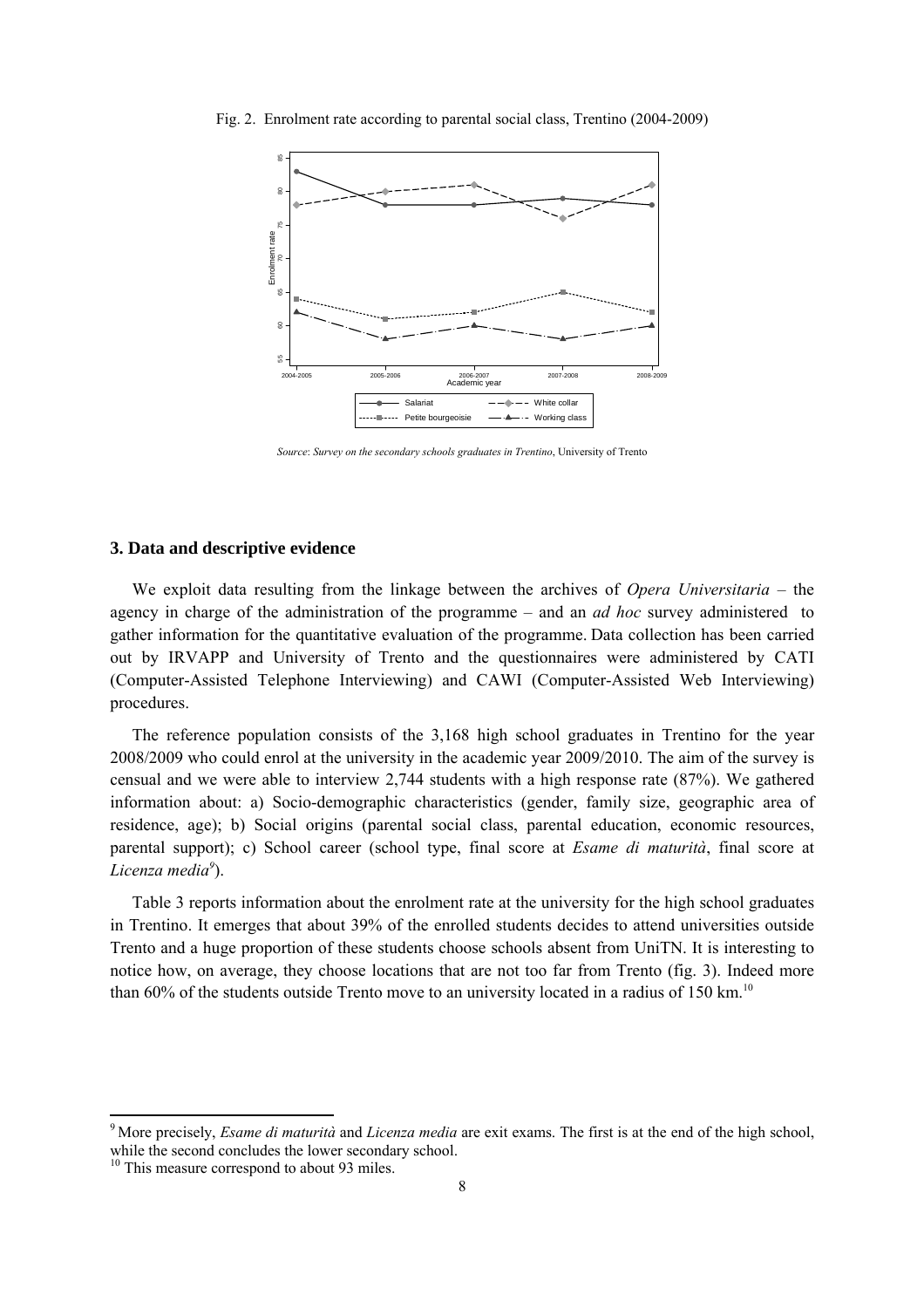Fig. 2. Enrolment rate according to parental social class, Trentino (2004-2009)

*Source*: *Survey on the secondary schools graduates in Trentino*, University of Trento

## 3. Data and descriptive evidence

We exploit data resulting from the linkage between the archives of *Opera Universitaria* – the agency in charge of the administration of the programme – and an *ad hoc* survey administered to gather information for the quantitative evaluation of the programme. Data collection has been carried out by IRVAPP and University of Trento and the questionnaires were administered by CATI (Computer-Assisted Telephone Interviewing) and CAWI (Computer-Assisted Web Interviewing) procedures.

The reference population consists of the 3,168 high school graduates in Trentino for the year 2008/2009 who could enrol at the university in the academic year 2009/2010. The aim of the survey is censual and we were able to interview 2,744 students with a high response rate (87%). We gathered information about: a) Socio-demographic characteristics (gender, family size, geographic area of residence, age); b) Social origins (parental social class, parental education, economic resources, parental support); c) School career (school type, final score at *Esame di maturità*, final score at *Licenza media*[9]).

Table 3 reports information about the enrolment rate at the university for the high school graduates in Trentino. It emerges that about 39% of the enrolled students decides to attend universities outside Trento and a huge proportion of these students choose schools absent from UniTN. It is interesting to notice how, on average, they choose locations that are not too far from Trento (fig. 3). Indeed more than 60% of the students outside Trento move to an university located in a radius of 150 km.[10]

---

[9] More precisely, *Esame di maturità* and *Licenza media* are exit exams. The first is at the end of the high school, while the second concludes the lower secondary school.

[10] This measure correspond to about 93 miles.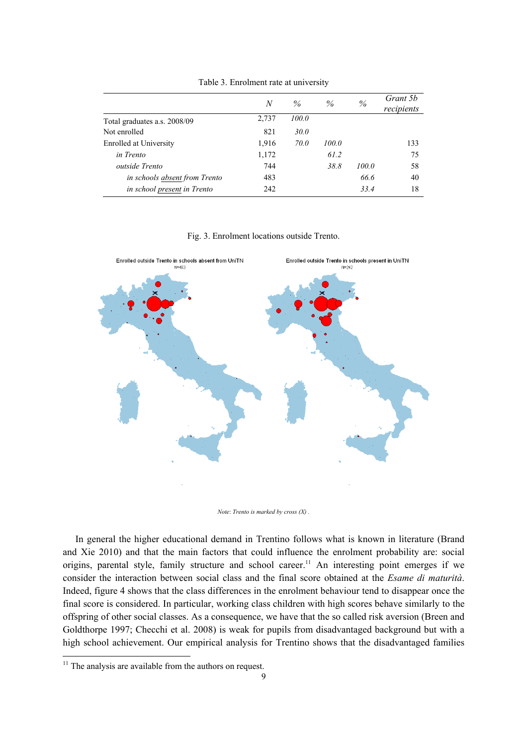Table 3. Enrolment rate at university

| | *N* | *%* | *%* | *%* | *Grant 5b recipients* |
|---|---|---|---|---|---|
| Total graduates a.s. 2008/09 | 2,737 | *100.0* | | | |
| Not enrolled | 821 | *30.0* | | | |
| Enrolled at University | 1,916 | *70.0* | *100.0* | | 133 |
| *in Trento* | 1,172 | | *61.2* | | 75 |
| *outside Trento* | 744 | | *38.8* | *100.0* | 58 |
| *in schools absent from Trento* | 483 | | | *66.6* | 40 |
| *in school present in Trento* | 242 | | | *33.4* | 18 |

Fig. 3. Enrolment locations outside Trento.

*Note: Trento is marked by cross (X) .*

In general the higher educational demand in Trentino follows what is known in literature (Brand and Xie 2010) and that the main factors that could influence the enrolment probability are: social origins, parental style, family structure and school career.[11] An interesting point emerges if we consider the interaction between social class and the final score obtained at the *Esame di maturità*. Indeed, figure 4 shows that the class differences in the enrolment behaviour tend to disappear once the final score is considered. In particular, working class children with high scores behave similarly to the offspring of other social classes. As a consequence, we have that the so called risk aversion (Breen and Goldthorpe 1997; Checchi et al. 2008) is weak for pupils from disadvantaged background but with a high school achievement. Our empirical analysis for Trentino shows that the disadvantaged families

[11] The analysis are available from the authors on request.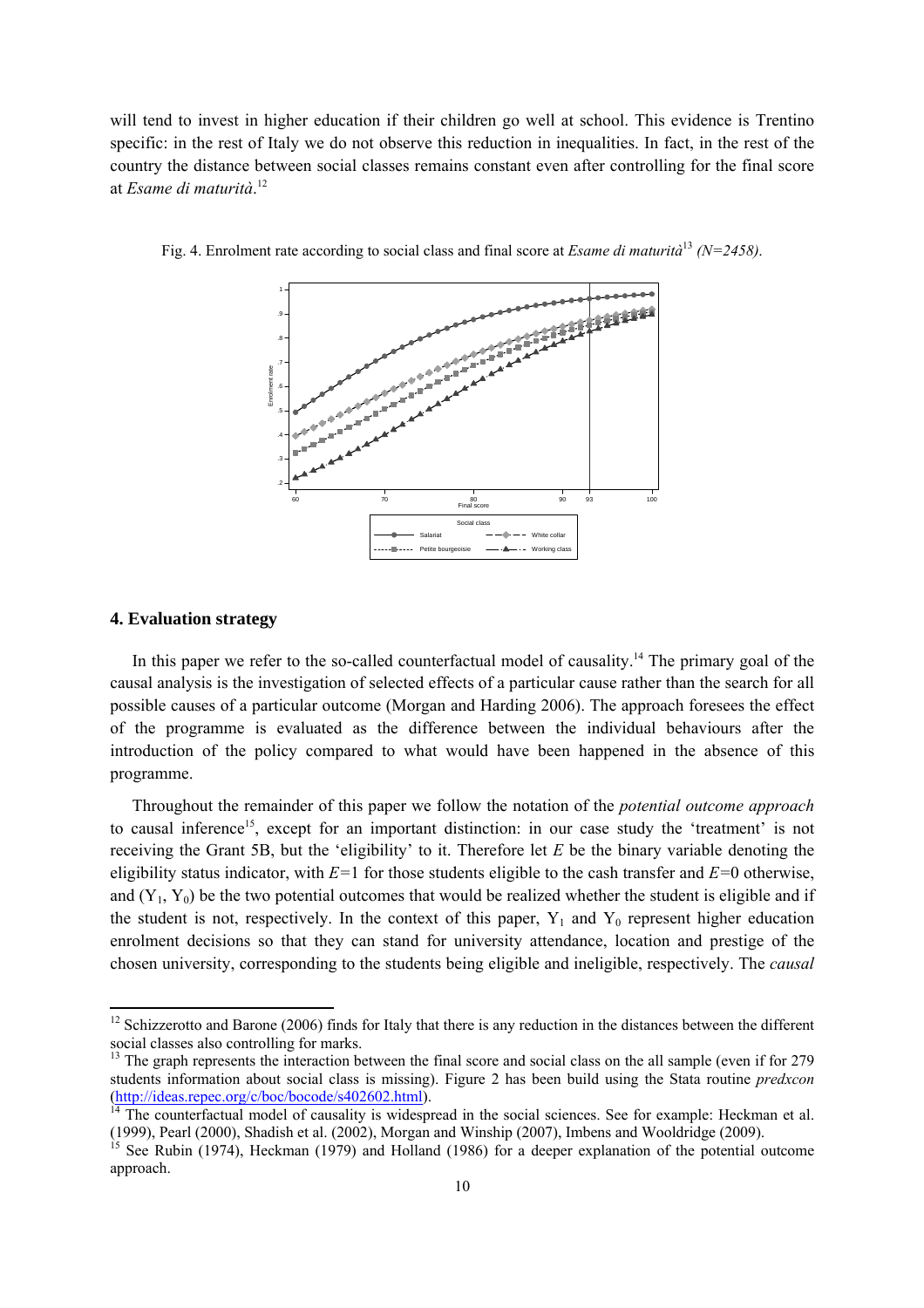will tend to invest in higher education if their children go well at school. This evidence is Trentino specific: in the rest of Italy we do not observe this reduction in inequalities. In fact, in the rest of the country the distance between social classes remains constant even after controlling for the final score at *Esame di maturità*.[12]

Fig. 4. Enrolment rate according to social class and final score at *Esame di maturità*[13] *(N=2458)*.

## 4. Evaluation strategy

In this paper we refer to the so-called counterfactual model of causality.[14] The primary goal of the causal analysis is the investigation of selected effects of a particular cause rather than the search for all possible causes of a particular outcome (Morgan and Harding 2006). The approach foresees the effect of the programme is evaluated as the difference between the individual behaviours after the introduction of the policy compared to what would have been happened in the absence of this programme.

Throughout the remainder of this paper we follow the notation of the *potential outcome approach* to causal inference[15], except for an important distinction: in our case study the 'treatment' is not receiving the Grant 5B, but the 'eligibility' to it. Therefore let $E$ be the binary variable denoting the eligibility status indicator, with $E$=1 for those students eligible to the cash transfer and $E$=0 otherwise, and ($Y_1$, $Y_0$) be the two potential outcomes that would be realized whether the student is eligible and if the student is not, respectively. In the context of this paper, $Y_1$ and $Y_0$ represent higher education enrolment decisions so that they can stand for university attendance, location and prestige of the chosen university, corresponding to the students being eligible and ineligible, respectively. The *causal*

---

[12] Schizzerotto and Barone (2006) finds for Italy that there is any reduction in the distances between the different social classes also controlling for marks.

[13] The graph represents the interaction between the final score and social class on the all sample (even if for 279 students information about social class is missing). Figure 2 has been build using the Stata routine *predxcon* (http://ideas.repec.org/c/boc/bocode/s402602.html).

[14] The counterfactual model of causality is widespread in the social sciences. See for example: Heckman et al. (1999), Pearl (2000), Shadish et al. (2002), Morgan and Winship (2007), Imbens and Wooldridge (2009).

[15] See Rubin (1974), Heckman (1979) and Holland (1986) for a deeper explanation of the potential outcome approach.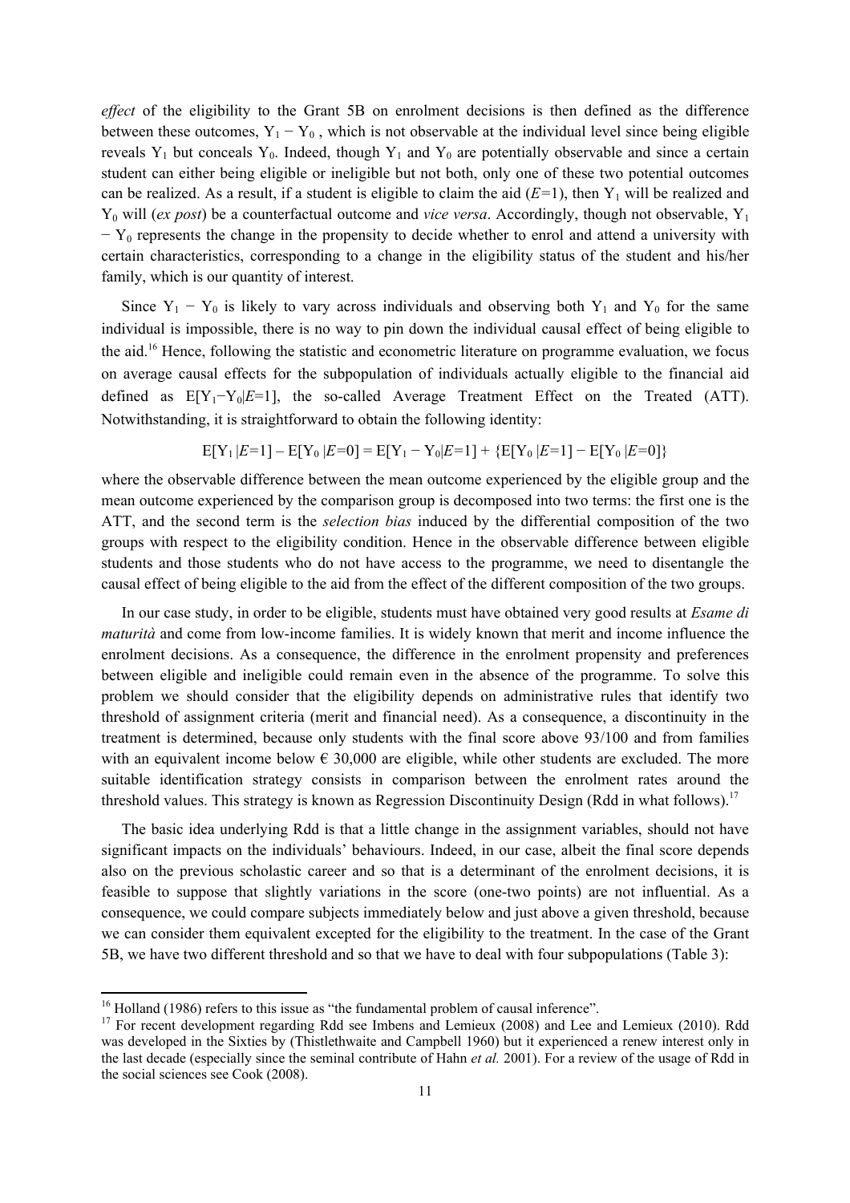*effect* of the eligibility to the Grant 5B on enrolment decisions is then defined as the difference between these outcomes, $Y_1 - Y_0$ , which is not observable at the individual level since being eligible reveals $Y_1$ but conceals $Y_0$. Indeed, though $Y_1$ and $Y_0$ are potentially observable and since a certain student can either being eligible or ineligible but not both, only one of these two potential outcomes can be realized. As a result, if a student is eligible to claim the aid ($E$=1), then $Y_1$ will be realized and $Y_0$ will (*ex post*) be a counterfactual outcome and *vice versa*. Accordingly, though not observable, $Y_1 - Y_0$ represents the change in the propensity to decide whether to enrol and attend a university with certain characteristics, corresponding to a change in the eligibility status of the student and his/her family, which is our quantity of interest.

Since $Y_1 - Y_0$ is likely to vary across individuals and observing both $Y_1$ and $Y_0$ for the same individual is impossible, there is no way to pin down the individual causal effect of being eligible to the aid.[16] Hence, following the statistic and econometric literature on programme evaluation, we focus on average causal effects for the subpopulation of individuals actually eligible to the financial aid defined as $E[Y_1-Y_0|E=1]$, the so-called Average Treatment Effect on the Treated (ATT). Notwithstanding, it is straightforward to obtain the following identity:

$$E[Y_1 |E=1] – E[Y_0 |E=0] = E[Y_1 - Y_0|E=1] + \{E[Y_0 |E=1] - E[Y_0 |E=0]\}$$

where the observable difference between the mean outcome experienced by the eligible group and the mean outcome experienced by the comparison group is decomposed into two terms: the first one is the ATT, and the second term is the *selection bias* induced by the differential composition of the two groups with respect to the eligibility condition. Hence in the observable difference between eligible students and those students who do not have access to the programme, we need to disentangle the causal effect of being eligible to the aid from the effect of the different composition of the two groups.

In our case study, in order to be eligible, students must have obtained very good results at *Esame di maturità* and come from low-income families. It is widely known that merit and income influence the enrolment decisions. As a consequence, the difference in the enrolment propensity and preferences between eligible and ineligible could remain even in the absence of the programme. To solve this problem we should consider that the eligibility depends on administrative rules that identify two threshold of assignment criteria (merit and financial need). As a consequence, a discontinuity in the treatment is determined, because only students with the final score above 93/100 and from families with an equivalent income below € 30,000 are eligible, while other students are excluded. The more suitable identification strategy consists in comparison between the enrolment rates around the threshold values. This strategy is known as Regression Discontinuity Design (Rdd in what follows).[17]

The basic idea underlying Rdd is that a little change in the assignment variables, should not have significant impacts on the individuals' behaviours. Indeed, in our case, albeit the final score depends also on the previous scholastic career and so that is a determinant of the enrolment decisions, it is feasible to suppose that slightly variations in the score (one-two points) are not influential. As a consequence, we could compare subjects immediately below and just above a given threshold, because we can consider them equivalent excepted for the eligibility to the treatment. In the case of the Grant 5B, we have two different threshold and so that we have to deal with four subpopulations (Table 3):

[16] Holland (1986) refers to this issue as "the fundamental problem of causal inference".

[17] For recent development regarding Rdd see Imbens and Lemieux (2008) and Lee and Lemieux (2010). Rdd was developed in the Sixties by (Thistlethwaite and Campbell 1960) but it experienced a renew interest only in the last decade (especially since the seminal contribute of Hahn *et al.* 2001). For a review of the usage of Rdd in the social sciences see Cook (2008).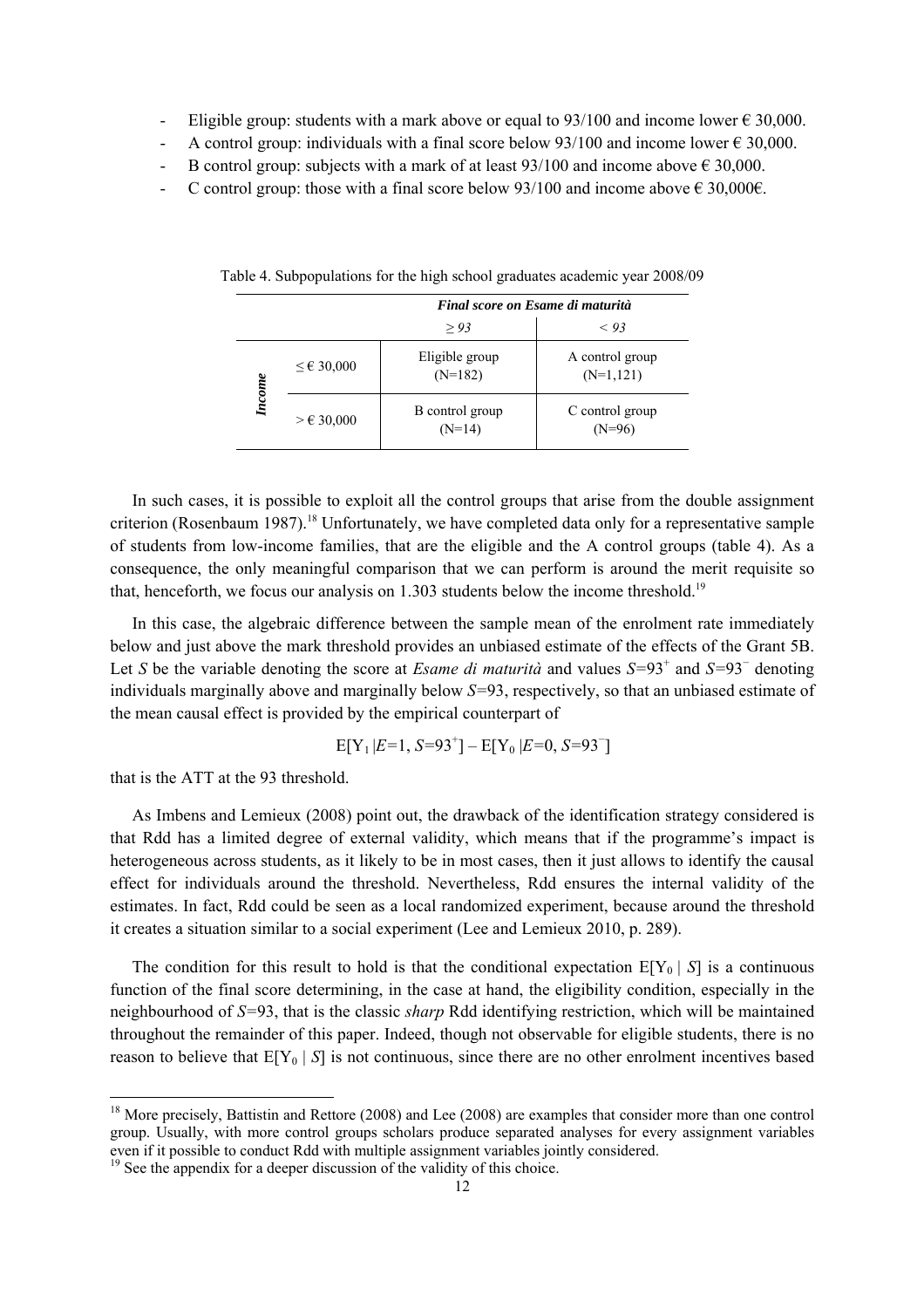- Eligible group: students with a mark above or equal to 93/100 and income lower € 30,000.
- A control group: individuals with a final score below 93/100 and income lower € 30,000.
- B control group: subjects with a mark of at least 93/100 and income above € 30,000.
- C control group: those with a final score below 93/100 and income above € 30,000€.

Table 4. Subpopulations for the high school graduates academic year 2008/09

| | | ***Final score on Esame di maturità*** | |
|---|---|---|---|
| | | *≥ 93* | *< 93* |
| ***Income*** | ≤ € 30,000 | Eligible group (N=182) | A control group (N=1,121) |
| | > € 30,000 | B control group (N=14) | C control group (N=96) |

In such cases, it is possible to exploit all the control groups that arise from the double assignment criterion (Rosenbaum 1987).[18] Unfortunately, we have completed data only for a representative sample of students from low-income families, that are the eligible and the A control groups (table 4). As a consequence, the only meaningful comparison that we can perform is around the merit requisite so that, henceforth, we focus our analysis on 1.303 students below the income threshold.[19]

In this case, the algebraic difference between the sample mean of the enrolment rate immediately below and just above the mark threshold provides an unbiased estimate of the effects of the Grant 5B. Let $S$ be the variable denoting the score at *Esame di maturità* and values $S$=93$^+$ and $S$=93$^-$ denoting individuals marginally above and marginally below $S$=93, respectively, so that an unbiased estimate of the mean causal effect is provided by the empirical counterpart of

$$\mathrm{E}[\mathrm{Y}_1 \,|E=1, S=93^+] - \mathrm{E}[\mathrm{Y}_0 \,|E=0, S=93^-]$$

that is the ATT at the 93 threshold.

As Imbens and Lemieux (2008) point out, the drawback of the identification strategy considered is that Rdd has a limited degree of external validity, which means that if the programme's impact is heterogeneous across students, as it likely to be in most cases, then it just allows to identify the causal effect for individuals around the threshold. Nevertheless, Rdd ensures the internal validity of the estimates. In fact, Rdd could be seen as a local randomized experiment, because around the threshold it creates a situation similar to a social experiment (Lee and Lemieux 2010, p. 289).

The condition for this result to hold is that the conditional expectation $\mathrm{E}[\mathrm{Y}_0 \mid S]$ is a continuous function of the final score determining, in the case at hand, the eligibility condition, especially in the neighbourhood of $S$=93, that is the classic *sharp* Rdd identifying restriction, which will be maintained throughout the remainder of this paper. Indeed, though not observable for eligible students, there is no reason to believe that $\mathrm{E}[\mathrm{Y}_0 \mid S]$ is not continuous, since there are no other enrolment incentives based

[18] More precisely, Battistin and Rettore (2008) and Lee (2008) are examples that consider more than one control group. Usually, with more control groups scholars produce separated analyses for every assignment variables even if it possible to conduct Rdd with multiple assignment variables jointly considered.

[19] See the appendix for a deeper discussion of the validity of this choice.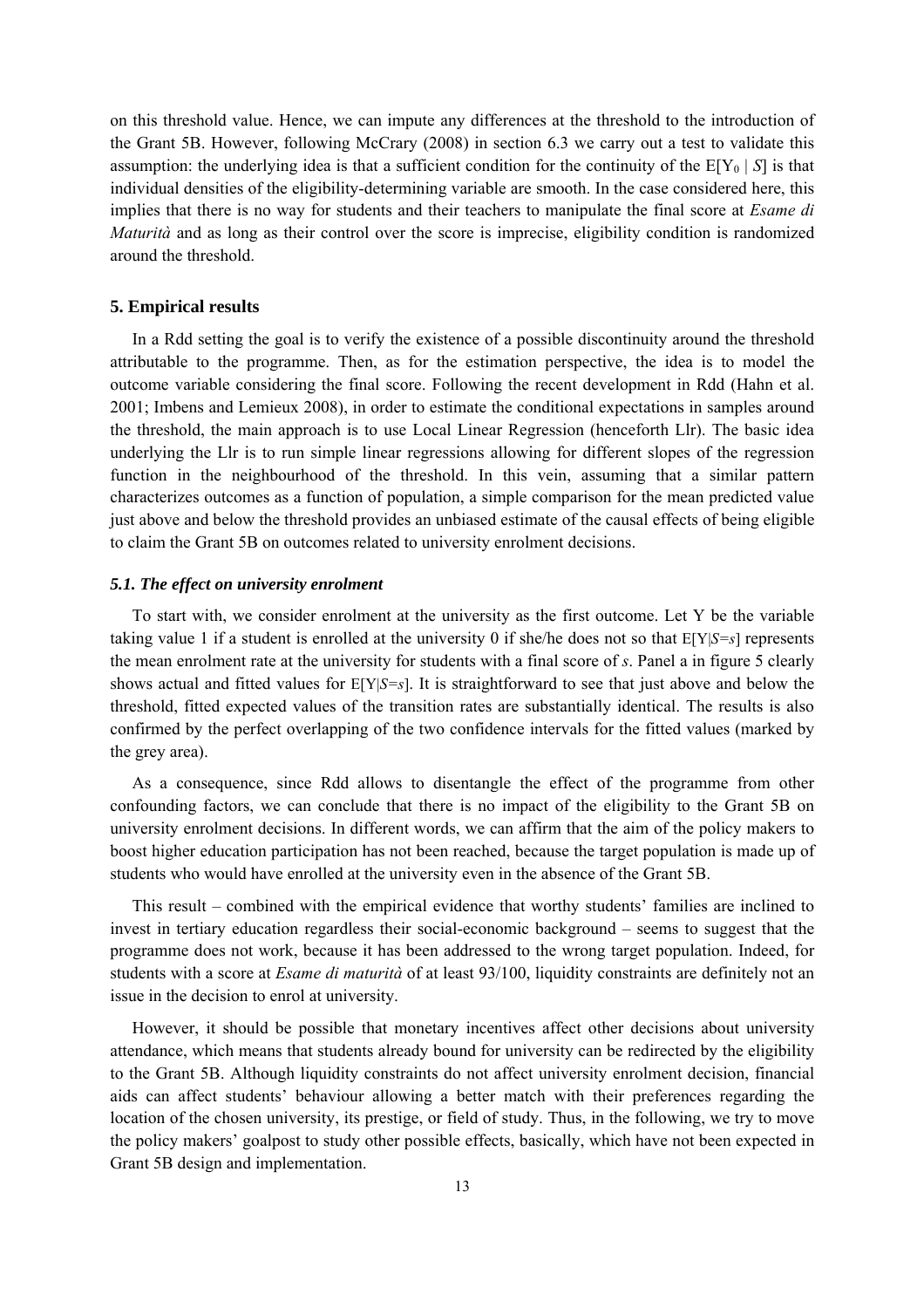on this threshold value. Hence, we can impute any differences at the threshold to the introduction of the Grant 5B. However, following McCrary (2008) in section 6.3 we carry out a test to validate this assumption: the underlying idea is that a sufficient condition for the continuity of the $E[Y_0 \mid S]$ is that individual densities of the eligibility-determining variable are smooth. In the case considered here, this implies that there is no way for students and their teachers to manipulate the final score at *Esame di Maturità* and as long as their control over the score is imprecise, eligibility condition is randomized around the threshold.

### 5. Empirical results

In a Rdd setting the goal is to verify the existence of a possible discontinuity around the threshold attributable to the programme. Then, as for the estimation perspective, the idea is to model the outcome variable considering the final score. Following the recent development in Rdd (Hahn et al. 2001; Imbens and Lemieux 2008), in order to estimate the conditional expectations in samples around the threshold, the main approach is to use Local Linear Regression (henceforth Llr). The basic idea underlying the Llr is to run simple linear regressions allowing for different slopes of the regression function in the neighbourhood of the threshold. In this vein, assuming that a similar pattern characterizes outcomes as a function of population, a simple comparison for the mean predicted value just above and below the threshold provides an unbiased estimate of the causal effects of being eligible to claim the Grant 5B on outcomes related to university enrolment decisions.

#### *5.1. The effect on university enrolment*

To start with, we consider enrolment at the university as the first outcome. Let Y be the variable taking value 1 if a student is enrolled at the university 0 if she/he does not so that $E[Y|S=s]$ represents the mean enrolment rate at the university for students with a final score of *s*. Panel a in figure 5 clearly shows actual and fitted values for $E[Y|S=s]$. It is straightforward to see that just above and below the threshold, fitted expected values of the transition rates are substantially identical. The results is also confirmed by the perfect overlapping of the two confidence intervals for the fitted values (marked by the grey area).

As a consequence, since Rdd allows to disentangle the effect of the programme from other confounding factors, we can conclude that there is no impact of the eligibility to the Grant 5B on university enrolment decisions. In different words, we can affirm that the aim of the policy makers to boost higher education participation has not been reached, because the target population is made up of students who would have enrolled at the university even in the absence of the Grant 5B.

This result – combined with the empirical evidence that worthy students' families are inclined to invest in tertiary education regardless their social-economic background – seems to suggest that the programme does not work, because it has been addressed to the wrong target population. Indeed, for students with a score at *Esame di maturità* of at least 93/100, liquidity constraints are definitely not an issue in the decision to enrol at university.

However, it should be possible that monetary incentives affect other decisions about university attendance, which means that students already bound for university can be redirected by the eligibility to the Grant 5B. Although liquidity constraints do not affect university enrolment decision, financial aids can affect students' behaviour allowing a better match with their preferences regarding the location of the chosen university, its prestige, or field of study. Thus, in the following, we try to move the policy makers' goalpost to study other possible effects, basically, which have not been expected in Grant 5B design and implementation.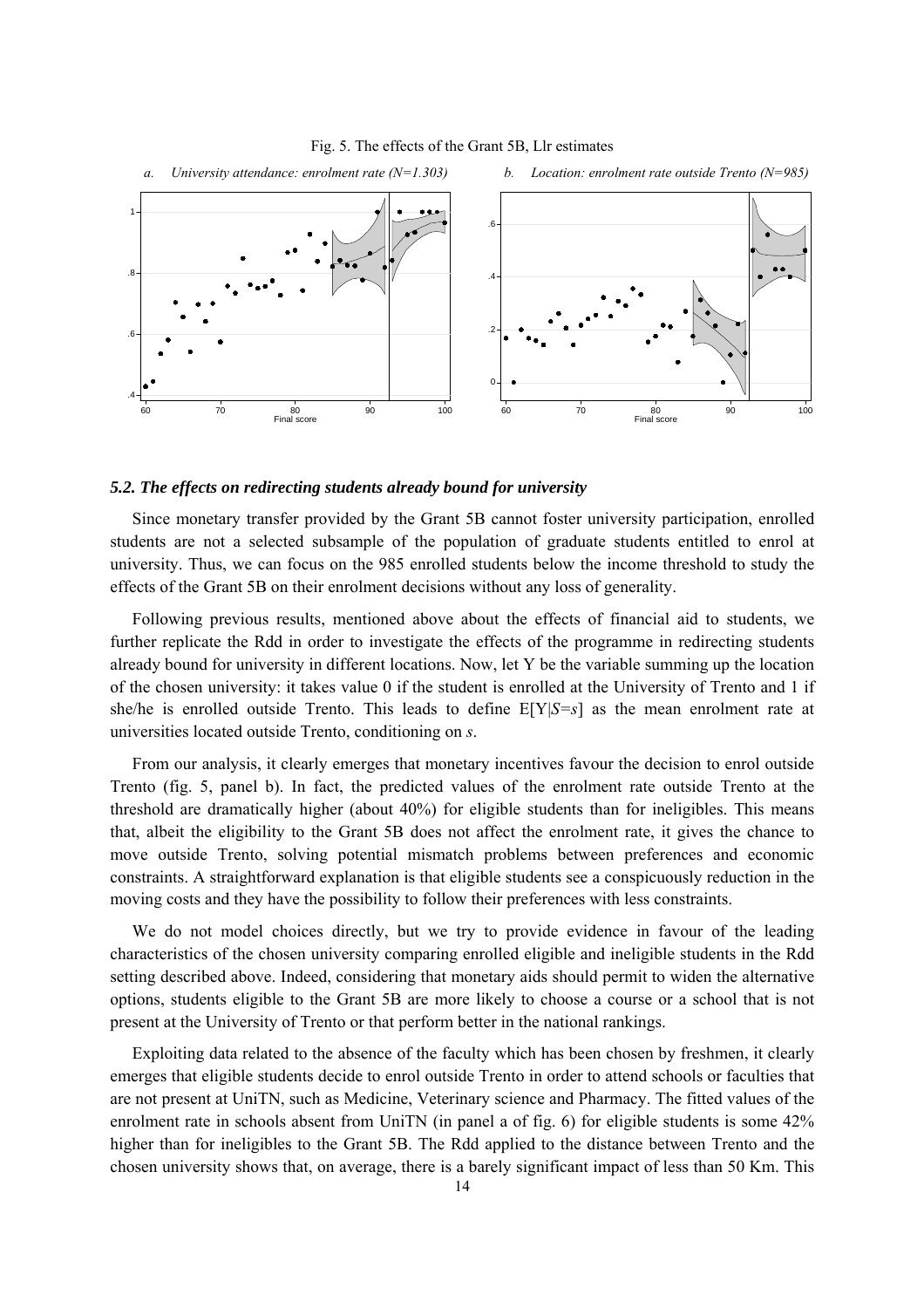Fig. 5. The effects of the Grant 5B, Llr estimates

*a. University attendance: enrolment rate (N=1.303)*

*b. Location: enrolment rate outside Trento (N=985)*

### *5.2. The effects on redirecting students already bound for university*

Since monetary transfer provided by the Grant 5B cannot foster university participation, enrolled students are not a selected subsample of the population of graduate students entitled to enrol at university. Thus, we can focus on the 985 enrolled students below the income threshold to study the effects of the Grant 5B on their enrolment decisions without any loss of generality.

Following previous results, mentioned above about the effects of financial aid to students, we further replicate the Rdd in order to investigate the effects of the programme in redirecting students already bound for university in different locations. Now, let Y be the variable summing up the location of the chosen university: it takes value 0 if the student is enrolled at the University of Trento and 1 if she/he is enrolled outside Trento. This leads to define $E[Y|S=s]$ as the mean enrolment rate at universities located outside Trento, conditioning on $s$.

From our analysis, it clearly emerges that monetary incentives favour the decision to enrol outside Trento (fig. 5, panel b). In fact, the predicted values of the enrolment rate outside Trento at the threshold are dramatically higher (about 40%) for eligible students than for ineligibles. This means that, albeit the eligibility to the Grant 5B does not affect the enrolment rate, it gives the chance to move outside Trento, solving potential mismatch problems between preferences and economic constraints. A straightforward explanation is that eligible students see a conspicuously reduction in the moving costs and they have the possibility to follow their preferences with less constraints.

We do not model choices directly, but we try to provide evidence in favour of the leading characteristics of the chosen university comparing enrolled eligible and ineligible students in the Rdd setting described above. Indeed, considering that monetary aids should permit to widen the alternative options, students eligible to the Grant 5B are more likely to choose a course or a school that is not present at the University of Trento or that perform better in the national rankings.

Exploiting data related to the absence of the faculty which has been chosen by freshmen, it clearly emerges that eligible students decide to enrol outside Trento in order to attend schools or faculties that are not present at UniTN, such as Medicine, Veterinary science and Pharmacy. The fitted values of the enrolment rate in schools absent from UniTN (in panel a of fig. 6) for eligible students is some 42% higher than for ineligibles to the Grant 5B. The Rdd applied to the distance between Trento and the chosen university shows that, on average, there is a barely significant impact of less than 50 Km. This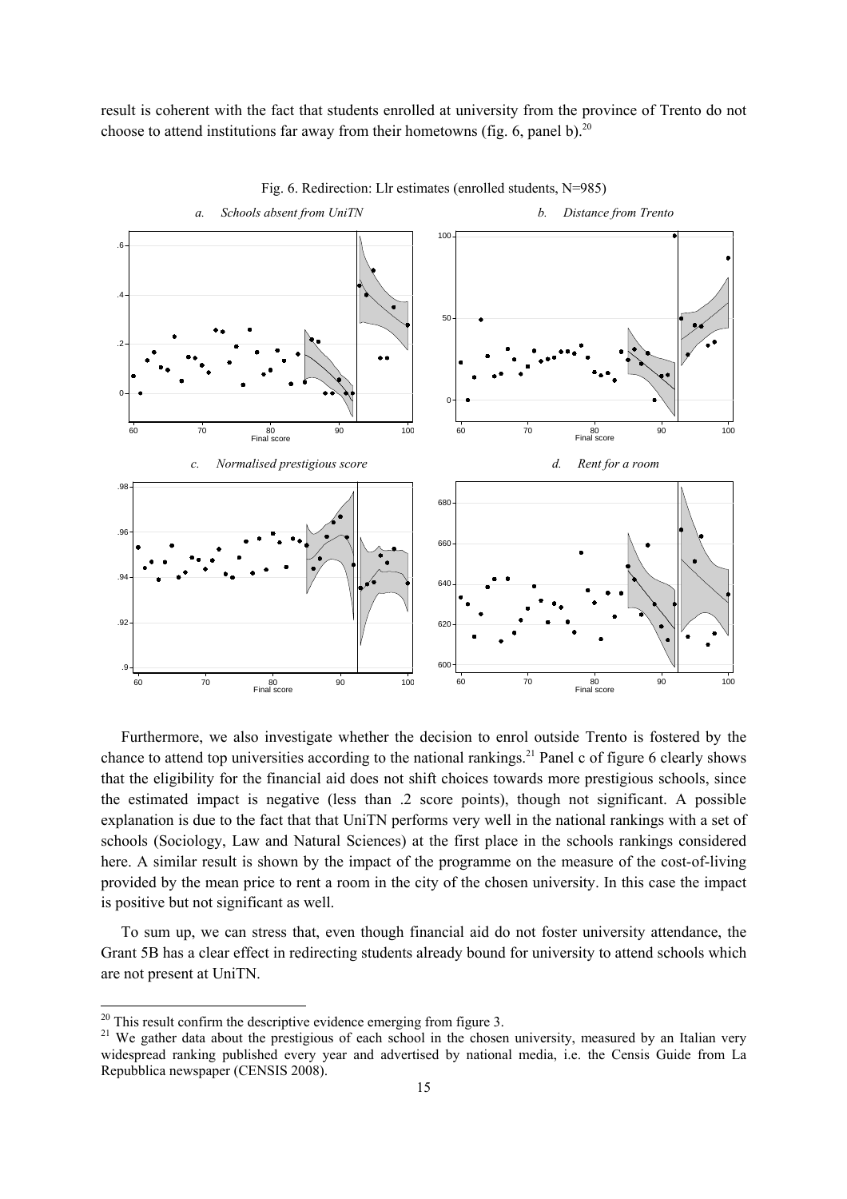result is coherent with the fact that students enrolled at university from the province of Trento do not choose to attend institutions far away from their hometowns (fig. 6, panel b).[20]

Fig. 6. Redirection: Llr estimates (enrolled students, N=985)

*a. Schools absent from UniTN*

*b. Distance from Trento*

*c. Normalised prestigious score*

*d. Rent for a room*

Furthermore, we also investigate whether the decision to enrol outside Trento is fostered by the chance to attend top universities according to the national rankings.[21] Panel c of figure 6 clearly shows that the eligibility for the financial aid does not shift choices towards more prestigious schools, since the estimated impact is negative (less than .2 score points), though not significant. A possible explanation is due to the fact that that UniTN performs very well in the national rankings with a set of schools (Sociology, Law and Natural Sciences) at the first place in the schools rankings considered here. A similar result is shown by the impact of the programme on the measure of the cost-of-living provided by the mean price to rent a room in the city of the chosen university. In this case the impact is positive but not significant as well.

To sum up, we can stress that, even though financial aid do not foster university attendance, the Grant 5B has a clear effect in redirecting students already bound for university to attend schools which are not present at UniTN.

---

[20] This result confirm the descriptive evidence emerging from figure 3.

[21] We gather data about the prestigious of each school in the chosen university, measured by an Italian very widespread ranking published every year and advertised by national media, i.e. the Censis Guide from La Repubblica newspaper (CENSIS 2008).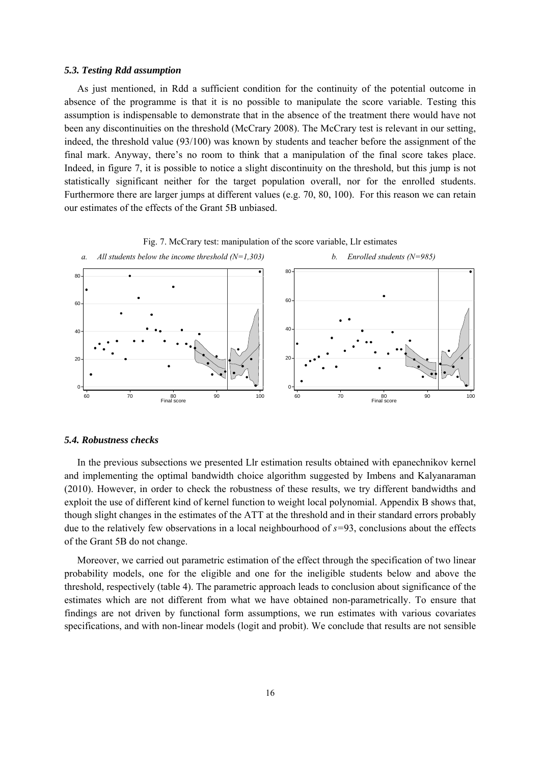### *5.3. Testing Rdd assumption*

As just mentioned, in Rdd a sufficient condition for the continuity of the potential outcome in absence of the programme is that it is no possible to manipulate the score variable. Testing this assumption is indispensable to demonstrate that in the absence of the treatment there would have not been any discontinuities on the threshold (McCrary 2008). The McCrary test is relevant in our setting, indeed, the threshold value (93/100) was known by students and teacher before the assignment of the final mark. Anyway, there's no room to think that a manipulation of the final score takes place. Indeed, in figure 7, it is possible to notice a slight discontinuity on the threshold, but this jump is not statistically significant neither for the target population overall, nor for the enrolled students. Furthermore there are larger jumps at different values (e.g. 70, 80, 100). For this reason we can retain our estimates of the effects of the Grant 5B unbiased.

Fig. 7. McCrary test: manipulation of the score variable, Llr estimates

*a. All students below the income threshold (N=1,303)*

*b. Enrolled students (N=985)*

### *5.4. Robustness checks*

In the previous subsections we presented Llr estimation results obtained with epanechnikov kernel and implementing the optimal bandwidth choice algorithm suggested by Imbens and Kalyanaraman (2010). However, in order to check the robustness of these results, we try different bandwidths and exploit the use of different kind of kernel function to weight local polynomial. Appendix B shows that, though slight changes in the estimates of the ATT at the threshold and in their standard errors probably due to the relatively few observations in a local neighbourhood of $s$=93, conclusions about the effects of the Grant 5B do not change.

Moreover, we carried out parametric estimation of the effect through the specification of two linear probability models, one for the eligible and one for the ineligible students below and above the threshold, respectively (table 4). The parametric approach leads to conclusion about significance of the estimates which are not different from what we have obtained non-parametrically. To ensure that findings are not driven by functional form assumptions, we run estimates with various covariates specifications, and with non-linear models (logit and probit). We conclude that results are not sensible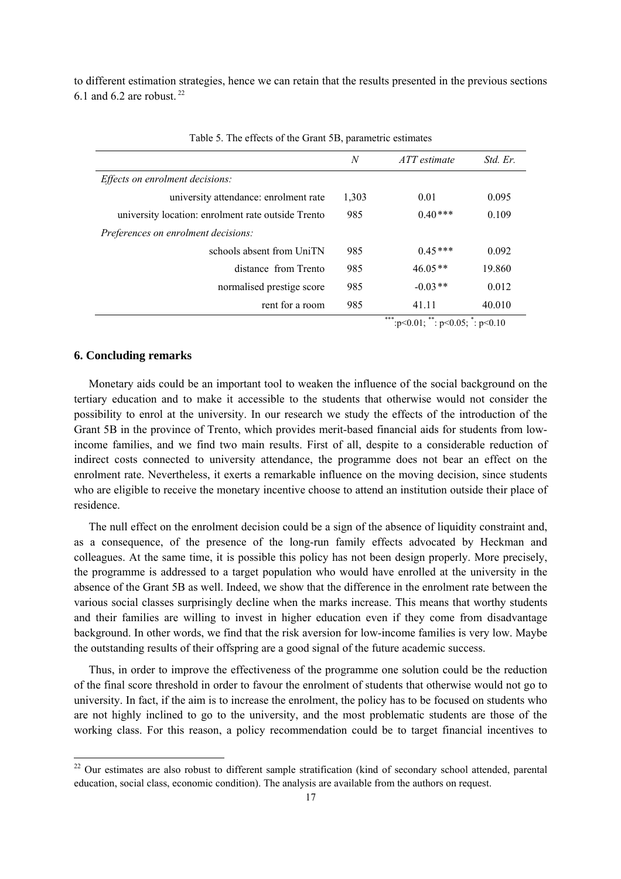to different estimation strategies, hence we can retain that the results presented in the previous sections 6.1 and 6.2 are robust. [22]

Table 5. The effects of the Grant 5B, parametric estimates

| | *N* | *ATT estimate* | *Std. Er.* |
|---|---|---|---|
| *Effects on enrolment decisions:* | | | |
| university attendance: enrolment rate | 1,303 | 0.01 | 0.095 |
| university location: enrolment rate outside Trento | 985 | 0.40*** | 0.109 |
| *Preferences on enrolment decisions:* | | | |
| schools absent from UniTN | 985 | 0.45*** | 0.092 |
| distance from Trento | 985 | 46.05** | 19.860 |
| normalised prestige score | 985 | -0.03** | 0.012 |
| rent for a room | 985 | 41.11 | 40.010 |

***:p<0.01; **: p<0.05; *: p<0.10

## 6. Concluding remarks

Monetary aids could be an important tool to weaken the influence of the social background on the tertiary education and to make it accessible to the students that otherwise would not consider the possibility to enrol at the university. In our research we study the effects of the introduction of the Grant 5B in the province of Trento, which provides merit-based financial aids for students from low-income families, and we find two main results. First of all, despite to a considerable reduction of indirect costs connected to university attendance, the programme does not bear an effect on the enrolment rate. Nevertheless, it exerts a remarkable influence on the moving decision, since students who are eligible to receive the monetary incentive choose to attend an institution outside their place of residence.

The null effect on the enrolment decision could be a sign of the absence of liquidity constraint and, as a consequence, of the presence of the long-run family effects advocated by Heckman and colleagues. At the same time, it is possible this policy has not been design properly. More precisely, the programme is addressed to a target population who would have enrolled at the university in the absence of the Grant 5B as well. Indeed, we show that the difference in the enrolment rate between the various social classes surprisingly decline when the marks increase. This means that worthy students and their families are willing to invest in higher education even if they come from disadvantage background. In other words, we find that the risk aversion for low-income families is very low. Maybe the outstanding results of their offspring are a good signal of the future academic success.

Thus, in order to improve the effectiveness of the programme one solution could be the reduction of the final score threshold in order to favour the enrolment of students that otherwise would not go to university. In fact, if the aim is to increase the enrolment, the policy has to be focused on students who are not highly inclined to go to the university, and the most problematic students are those of the working class. For this reason, a policy recommendation could be to target financial incentives to

[22] Our estimates are also robust to different sample stratification (kind of secondary school attended, parental education, social class, economic condition). The analysis are available from the authors on request.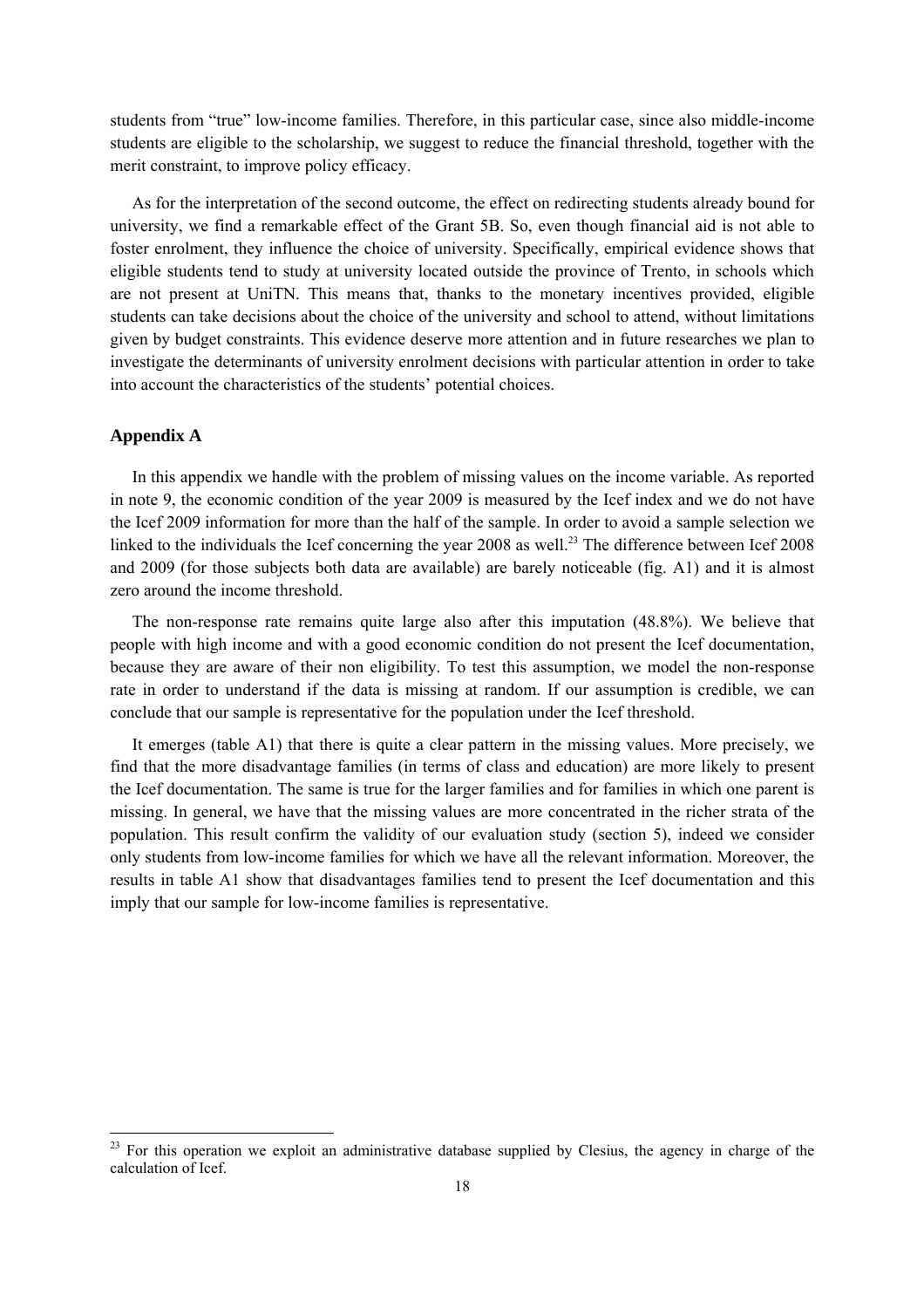students from "true" low-income families. Therefore, in this particular case, since also middle-income students are eligible to the scholarship, we suggest to reduce the financial threshold, together with the merit constraint, to improve policy efficacy.

As for the interpretation of the second outcome, the effect on redirecting students already bound for university, we find a remarkable effect of the Grant 5B. So, even though financial aid is not able to foster enrolment, they influence the choice of university. Specifically, empirical evidence shows that eligible students tend to study at university located outside the province of Trento, in schools which are not present at UniTN. This means that, thanks to the monetary incentives provided, eligible students can take decisions about the choice of the university and school to attend, without limitations given by budget constraints. This evidence deserve more attention and in future researches we plan to investigate the determinants of university enrolment decisions with particular attention in order to take into account the characteristics of the students' potential choices.

### Appendix A

In this appendix we handle with the problem of missing values on the income variable. As reported in note 9, the economic condition of the year 2009 is measured by the Icef index and we do not have the Icef 2009 information for more than the half of the sample. In order to avoid a sample selection we linked to the individuals the Icef concerning the year 2008 as well.[23] The difference between Icef 2008 and 2009 (for those subjects both data are available) are barely noticeable (fig. A1) and it is almost zero around the income threshold.

The non-response rate remains quite large also after this imputation (48.8%). We believe that people with high income and with a good economic condition do not present the Icef documentation, because they are aware of their non eligibility. To test this assumption, we model the non-response rate in order to understand if the data is missing at random. If our assumption is credible, we can conclude that our sample is representative for the population under the Icef threshold.

It emerges (table A1) that there is quite a clear pattern in the missing values. More precisely, we find that the more disadvantage families (in terms of class and education) are more likely to present the Icef documentation. The same is true for the larger families and for families in which one parent is missing. In general, we have that the missing values are more concentrated in the richer strata of the population. This result confirm the validity of our evaluation study (section 5), indeed we consider only students from low-income families for which we have all the relevant information. Moreover, the results in table A1 show that disadvantages families tend to present the Icef documentation and this imply that our sample for low-income families is representative.

[23] For this operation we exploit an administrative database supplied by Clesius, the agency in charge of the calculation of Icef.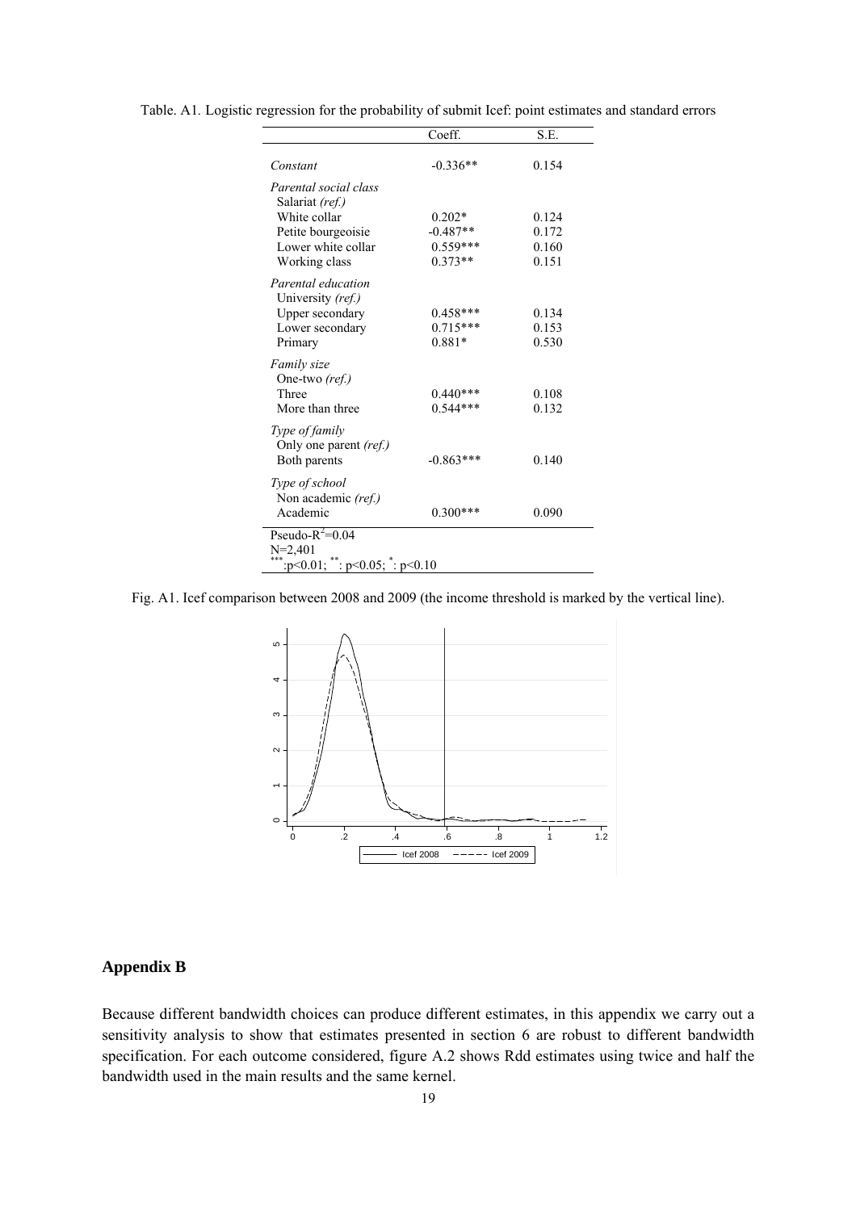Table. A1. Logistic regression for the probability of submit Icef: point estimates and standard errors

| | Coeff. | S.E. |
|---|---|---|
| *Constant* | -0.336** | 0.154 |
| *Parental social class* | | |
| Salariat *(ref.)* | | |
| White collar | 0.202* | 0.124 |
| Petite bourgeoisie | -0.487** | 0.172 |
| Lower white collar | 0.559*** | 0.160 |
| Working class | 0.373** | 0.151 |
| *Parental education* | | |
| University *(ref.)* | | |
| Upper secondary | 0.458*** | 0.134 |
| Lower secondary | 0.715*** | 0.153 |
| Primary | 0.881* | 0.530 |
| *Family size* | | |
| One-two *(ref.)* | | |
| Three | 0.440*** | 0.108 |
| More than three | 0.544*** | 0.132 |
| *Type of family* | | |
| Only one parent *(ref.)* | | |
| Both parents | -0.863*** | 0.140 |
| *Type of school* | | |
| Non academic *(ref.)* | | |
| Academic | 0.300*** | 0.090 |

Pseudo-$R^2$=0.04
N=2,401
***:$p<0.01$; **: $p<0.05$; *: $p<0.10$

Fig. A1. Icef comparison between 2008 and 2009 (the income threshold is marked by the vertical line).

## Appendix B

Because different bandwidth choices can produce different estimates, in this appendix we carry out a sensitivity analysis to show that estimates presented in section 6 are robust to different bandwidth specification. For each outcome considered, figure A.2 shows Rdd estimates using twice and half the bandwidth used in the main results and the same kernel.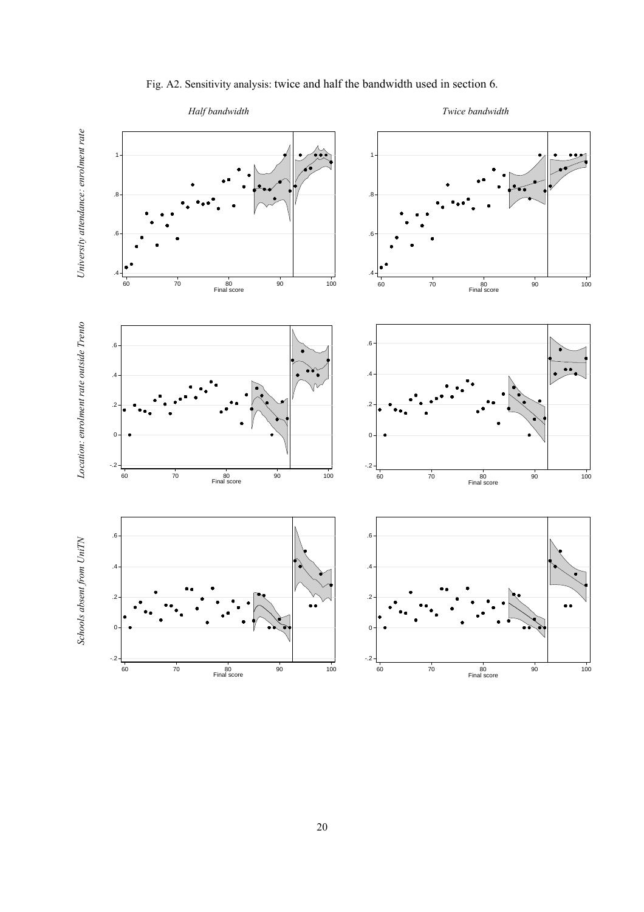Fig. A2. Sensitivity analysis: twice and half the bandwidth used in section 6.

*Half bandwidth* | *Twice bandwidth*

*University attendance: enrolment rate*

*Location: enrolment rate outside Trento*

*Schools absent from UniTN*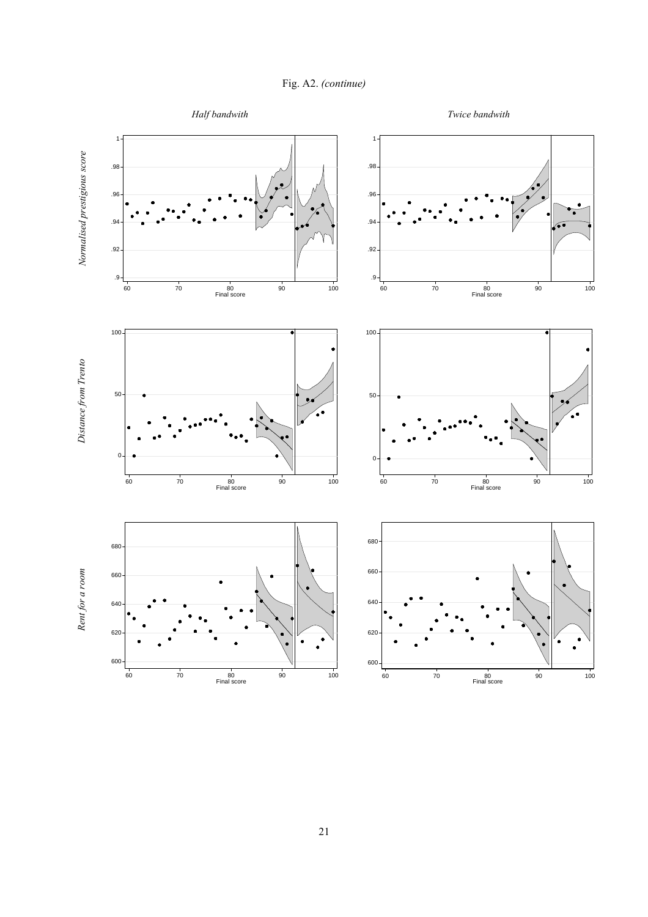Fig. A2. *(continue)*

*Half bandwith* *Twice bandwith*

*Normalised prestigious score*

*Distance from Trento*

*Rent for a room*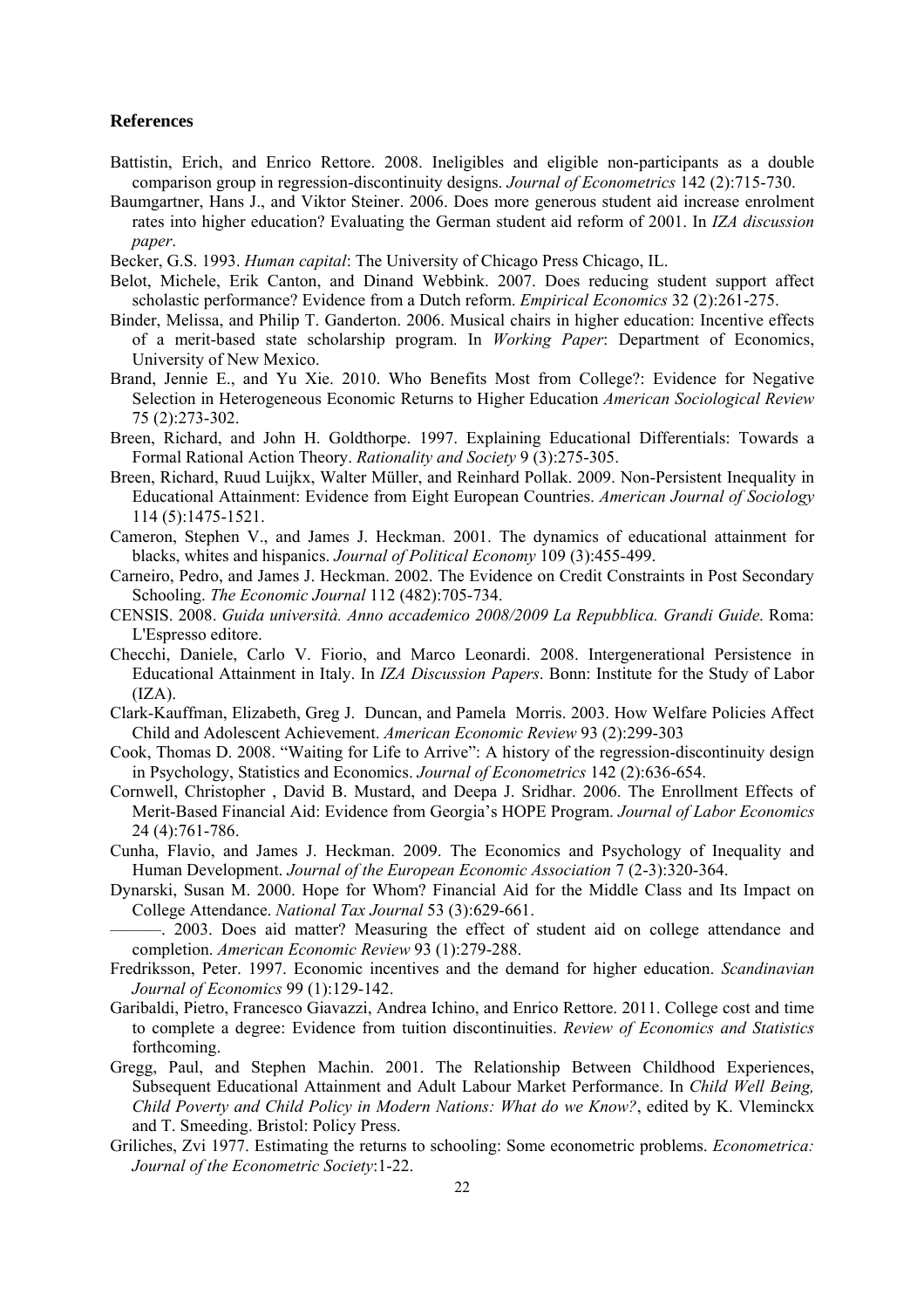### References

Battistin, Erich, and Enrico Rettore. 2008. Ineligibles and eligible non-participants as a double comparison group in regression-discontinuity designs. *Journal of Econometrics* 142 (2):715-730.

Baumgartner, Hans J., and Viktor Steiner. 2006. Does more generous student aid increase enrolment rates into higher education? Evaluating the German student aid reform of 2001. In *IZA discussion paper*.

Becker, G.S. 1993. *Human capital*: The University of Chicago Press Chicago, IL.

Belot, Michele, Erik Canton, and Dinand Webbink. 2007. Does reducing student support affect scholastic performance? Evidence from a Dutch reform. *Empirical Economics* 32 (2):261-275.

Binder, Melissa, and Philip T. Ganderton. 2006. Musical chairs in higher education: Incentive effects of a merit-based state scholarship program. In *Working Paper*: Department of Economics, University of New Mexico.

Brand, Jennie E., and Yu Xie. 2010. Who Benefits Most from College?: Evidence for Negative Selection in Heterogeneous Economic Returns to Higher Education *American Sociological Review* 75 (2):273-302.

Breen, Richard, and John H. Goldthorpe. 1997. Explaining Educational Differentials: Towards a Formal Rational Action Theory. *Rationality and Society* 9 (3):275-305.

Breen, Richard, Ruud Luijkx, Walter Müller, and Reinhard Pollak. 2009. Non-Persistent Inequality in Educational Attainment: Evidence from Eight European Countries. *American Journal of Sociology* 114 (5):1475-1521.

Cameron, Stephen V., and James J. Heckman. 2001. The dynamics of educational attainment for blacks, whites and hispanics. *Journal of Political Economy* 109 (3):455-499.

Carneiro, Pedro, and James J. Heckman. 2002. The Evidence on Credit Constraints in Post Secondary Schooling. *The Economic Journal* 112 (482):705-734.

CENSIS. 2008. *Guida università. Anno accademico 2008/2009 La Repubblica. Grandi Guide*. Roma: L'Espresso editore.

Checchi, Daniele, Carlo V. Fiorio, and Marco Leonardi. 2008. Intergenerational Persistence in Educational Attainment in Italy. In *IZA Discussion Papers*. Bonn: Institute for the Study of Labor (IZA).

Clark-Kauffman, Elizabeth, Greg J. Duncan, and Pamela Morris. 2003. How Welfare Policies Affect Child and Adolescent Achievement. *American Economic Review* 93 (2):299-303

Cook, Thomas D. 2008. "Waiting for Life to Arrive": A history of the regression-discontinuity design in Psychology, Statistics and Economics. *Journal of Econometrics* 142 (2):636-654.

Cornwell, Christopher , David B. Mustard, and Deepa J. Sridhar. 2006. The Enrollment Effects of Merit-Based Financial Aid: Evidence from Georgia's HOPE Program. *Journal of Labor Economics* 24 (4):761-786.

Cunha, Flavio, and James J. Heckman. 2009. The Economics and Psychology of Inequality and Human Development. *Journal of the European Economic Association* 7 (2-3):320-364.

Dynarski, Susan M. 2000. Hope for Whom? Financial Aid for the Middle Class and Its Impact on College Attendance. *National Tax Journal* 53 (3):629-661.

———. 2003. Does aid matter? Measuring the effect of student aid on college attendance and completion. *American Economic Review* 93 (1):279-288.

Fredriksson, Peter. 1997. Economic incentives and the demand for higher education. *Scandinavian Journal of Economics* 99 (1):129-142.

Garibaldi, Pietro, Francesco Giavazzi, Andrea Ichino, and Enrico Rettore. 2011. College cost and time to complete a degree: Evidence from tuition discontinuities. *Review of Economics and Statistics* forthcoming.

Gregg, Paul, and Stephen Machin. 2001. The Relationship Between Childhood Experiences, Subsequent Educational Attainment and Adult Labour Market Performance. In *Child Well Being, Child Poverty and Child Policy in Modern Nations: What do we Know?*, edited by K. Vleminckx and T. Smeeding. Bristol: Policy Press.

Griliches, Zvi 1977. Estimating the returns to schooling: Some econometric problems. *Econometrica: Journal of the Econometric Society*:1-22.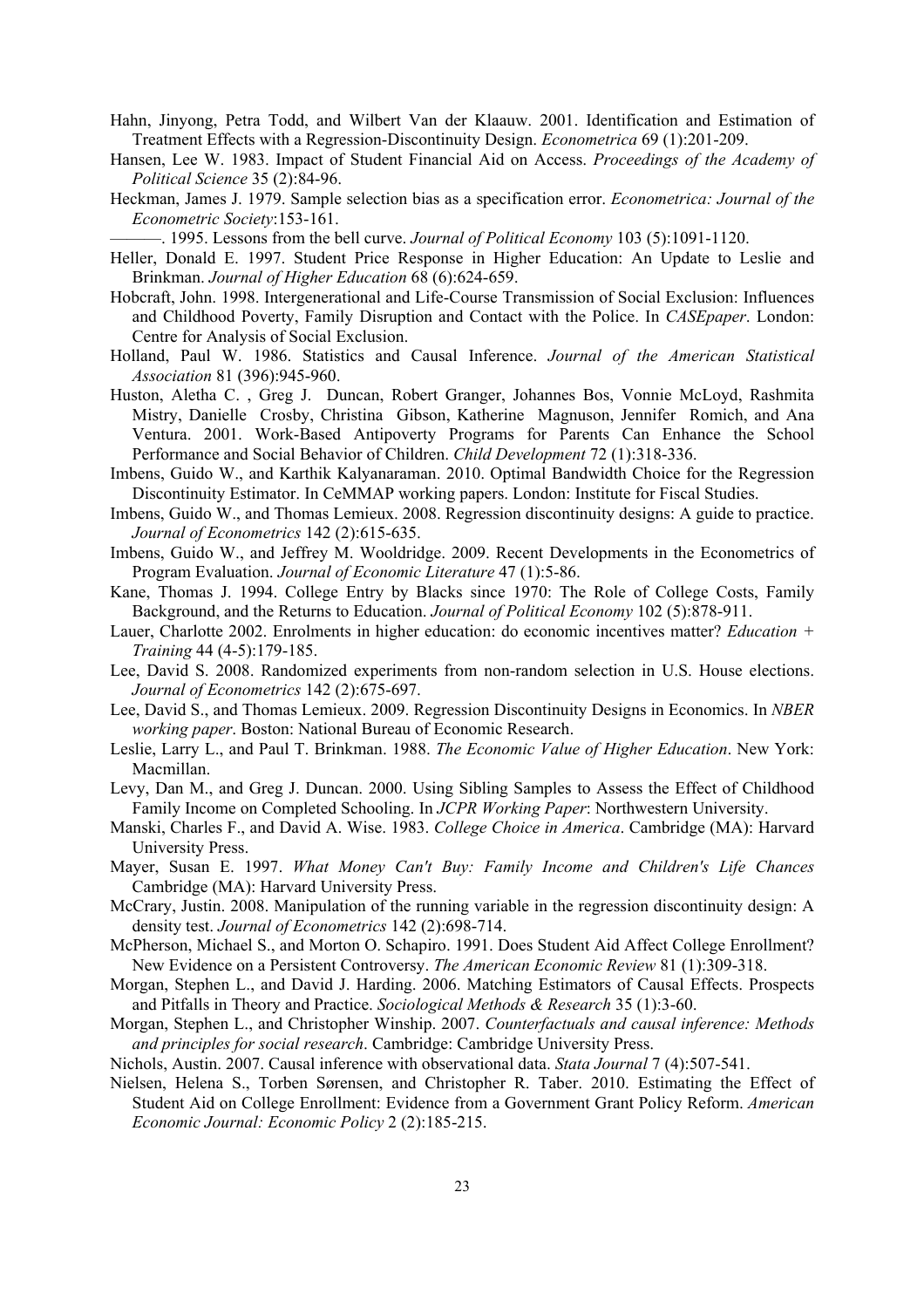Hahn, Jinyong, Petra Todd, and Wilbert Van der Klaauw. 2001. Identification and Estimation of Treatment Effects with a Regression-Discontinuity Design. *Econometrica* 69 (1):201-209.

Hansen, Lee W. 1983. Impact of Student Financial Aid on Access. *Proceedings of the Academy of Political Science* 35 (2):84-96.

Heckman, James J. 1979. Sample selection bias as a specification error. *Econometrica: Journal of the Econometric Society*:153-161.

———. 1995. Lessons from the bell curve. *Journal of Political Economy* 103 (5):1091-1120.

Heller, Donald E. 1997. Student Price Response in Higher Education: An Update to Leslie and Brinkman. *Journal of Higher Education* 68 (6):624-659.

Hobcraft, John. 1998. Intergenerational and Life-Course Transmission of Social Exclusion: Influences and Childhood Poverty, Family Disruption and Contact with the Police. In *CASEpaper*. London: Centre for Analysis of Social Exclusion.

Holland, Paul W. 1986. Statistics and Causal Inference. *Journal of the American Statistical Association* 81 (396):945-960.

Huston, Aletha C. , Greg J. Duncan, Robert Granger, Johannes Bos, Vonnie McLoyd, Rashmita Mistry, Danielle Crosby, Christina Gibson, Katherine Magnuson, Jennifer Romich, and Ana Ventura. 2001. Work-Based Antipoverty Programs for Parents Can Enhance the School Performance and Social Behavior of Children. *Child Development* 72 (1):318-336.

Imbens, Guido W., and Karthik Kalyanaraman. 2010. Optimal Bandwidth Choice for the Regression Discontinuity Estimator. In CeMMAP working papers. London: Institute for Fiscal Studies.

Imbens, Guido W., and Thomas Lemieux. 2008. Regression discontinuity designs: A guide to practice. *Journal of Econometrics* 142 (2):615-635.

Imbens, Guido W., and Jeffrey M. Wooldridge. 2009. Recent Developments in the Econometrics of Program Evaluation. *Journal of Economic Literature* 47 (1):5-86.

Kane, Thomas J. 1994. College Entry by Blacks since 1970: The Role of College Costs, Family Background, and the Returns to Education. *Journal of Political Economy* 102 (5):878-911.

Lauer, Charlotte 2002. Enrolments in higher education: do economic incentives matter? *Education + Training* 44 (4-5):179-185.

Lee, David S. 2008. Randomized experiments from non-random selection in U.S. House elections. *Journal of Econometrics* 142 (2):675-697.

Lee, David S., and Thomas Lemieux. 2009. Regression Discontinuity Designs in Economics. In *NBER working paper*. Boston: National Bureau of Economic Research.

Leslie, Larry L., and Paul T. Brinkman. 1988. *The Economic Value of Higher Education*. New York: Macmillan.

Levy, Dan M., and Greg J. Duncan. 2000. Using Sibling Samples to Assess the Effect of Childhood Family Income on Completed Schooling. In *JCPR Working Paper*: Northwestern University.

Manski, Charles F., and David A. Wise. 1983. *College Choice in America*. Cambridge (MA): Harvard University Press.

Mayer, Susan E. 1997. *What Money Can't Buy: Family Income and Children's Life Chances* Cambridge (MA): Harvard University Press.

McCrary, Justin. 2008. Manipulation of the running variable in the regression discontinuity design: A density test. *Journal of Econometrics* 142 (2):698-714.

McPherson, Michael S., and Morton O. Schapiro. 1991. Does Student Aid Affect College Enrollment? New Evidence on a Persistent Controversy. *The American Economic Review* 81 (1):309-318.

Morgan, Stephen L., and David J. Harding. 2006. Matching Estimators of Causal Effects. Prospects and Pitfalls in Theory and Practice. *Sociological Methods & Research* 35 (1):3-60.

Morgan, Stephen L., and Christopher Winship. 2007. *Counterfactuals and causal inference: Methods and principles for social research*. Cambridge: Cambridge University Press.

Nichols, Austin. 2007. Causal inference with observational data. *Stata Journal* 7 (4):507-541.

Nielsen, Helena S., Torben Sørensen, and Christopher R. Taber. 2010. Estimating the Effect of Student Aid on College Enrollment: Evidence from a Government Grant Policy Reform. *American Economic Journal: Economic Policy* 2 (2):185-215.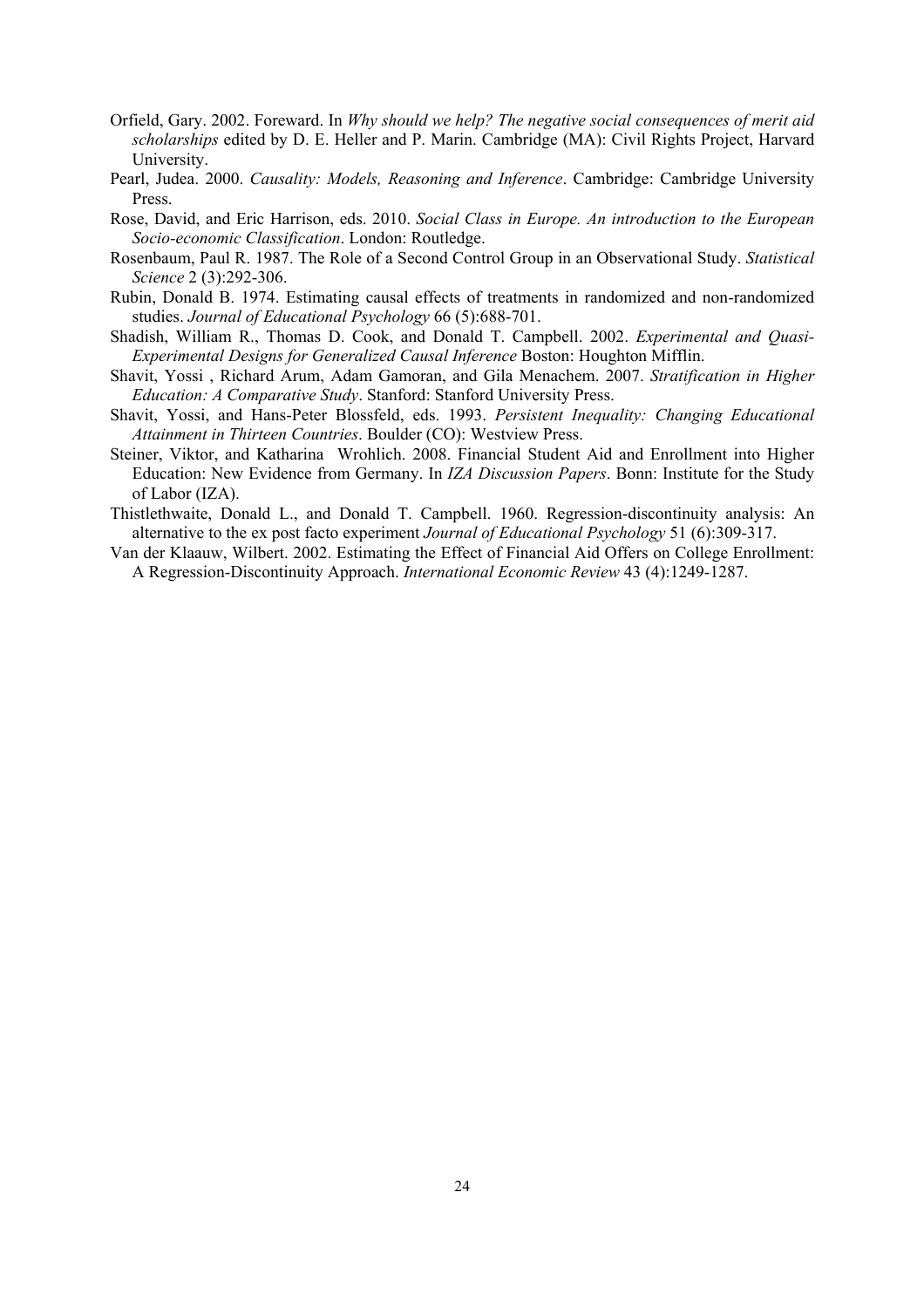Orfield, Gary. 2002. Foreward. In *Why should we help? The negative social consequences of merit aid scholarships* edited by D. E. Heller and P. Marin. Cambridge (MA): Civil Rights Project, Harvard University.

Pearl, Judea. 2000. *Causality: Models, Reasoning and Inference*. Cambridge: Cambridge University Press.

Rose, David, and Eric Harrison, eds. 2010. *Social Class in Europe. An introduction to the European Socio-economic Classification*. London: Routledge.

Rosenbaum, Paul R. 1987. The Role of a Second Control Group in an Observational Study. *Statistical Science* 2 (3):292-306.

Rubin, Donald B. 1974. Estimating causal effects of treatments in randomized and non-randomized studies. *Journal of Educational Psychology* 66 (5):688-701.

Shadish, William R., Thomas D. Cook, and Donald T. Campbell. 2002. *Experimental and Quasi-Experimental Designs for Generalized Causal Inference* Boston: Houghton Mifflin.

Shavit, Yossi , Richard Arum, Adam Gamoran, and Gila Menachem. 2007. *Stratification in Higher Education: A Comparative Study*. Stanford: Stanford University Press.

Shavit, Yossi, and Hans-Peter Blossfeld, eds. 1993. *Persistent Inequality: Changing Educational Attainment in Thirteen Countries*. Boulder (CO): Westview Press.

Steiner, Viktor, and Katharina Wrohlich. 2008. Financial Student Aid and Enrollment into Higher Education: New Evidence from Germany. In *IZA Discussion Papers*. Bonn: Institute for the Study of Labor (IZA).

Thistlethwaite, Donald L., and Donald T. Campbell. 1960. Regression-discontinuity analysis: An alternative to the ex post facto experiment *Journal of Educational Psychology* 51 (6):309-317.

Van der Klaauw, Wilbert. 2002. Estimating the Effect of Financial Aid Offers on College Enrollment: A Regression-Discontinuity Approach. *International Economic Review* 43 (4):1249-1287.